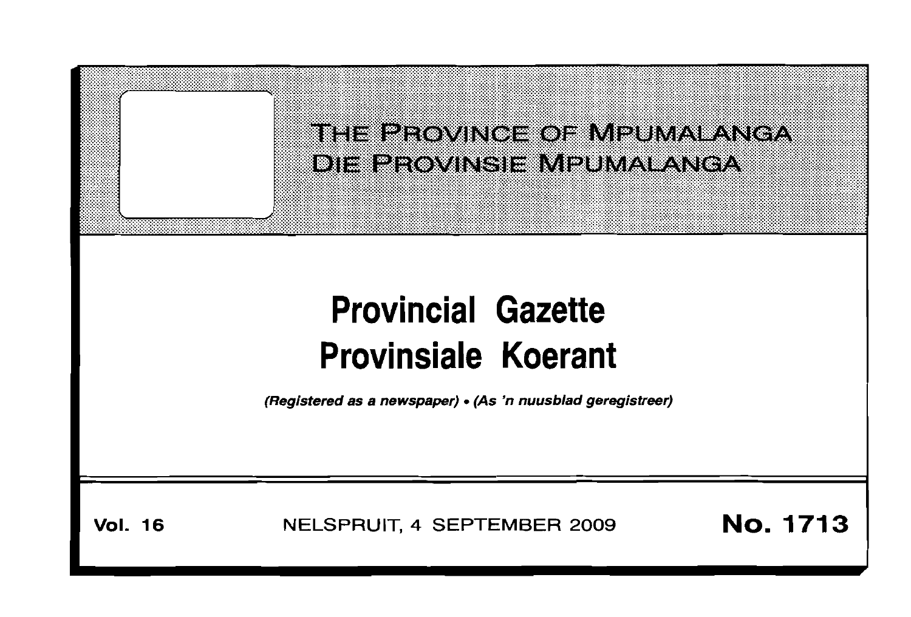THE PROVINCE OF MPUMALANGA

DIE PROVINSIE MPUMALANGA

# Provincial Gazette
# Provinsiale Koerant

*(Registered as a newspaper) • (As 'n nuusblad geregistreer)*

**Vol. 16** NELSPRUIT, 4 SEPTEMBER 2009 **No. 1713**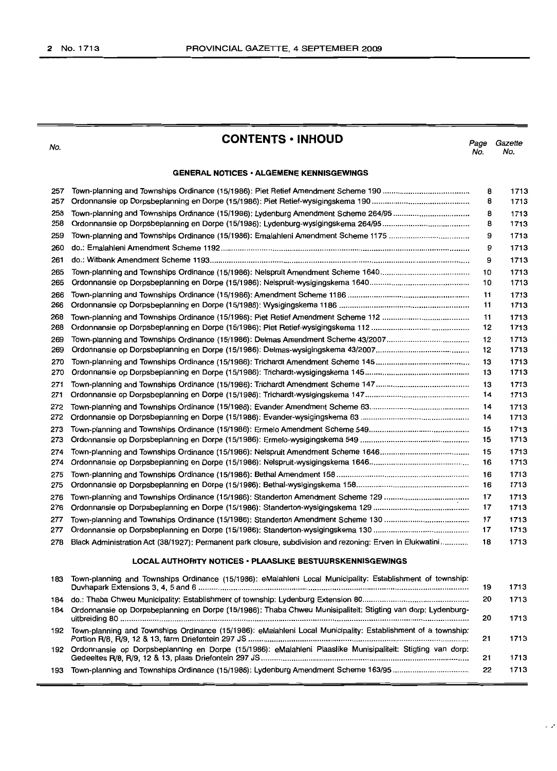# CONTENTS • INHOUD

| No. | | Page No. | Gazette No. |
|---|---|---|---|
| | **GENERAL NOTICES • ALGEMENE KENNISGEWINGS** | | |
| 257 | Town-planning and Townships Ordinance (15/1986): Piet Retief Amendment Scheme 190 | 8 | 1713 |
| 257 | Ordonnansie op Dorpsbeplanning en Dorpe (15/1986): Piet Retief-wysigingskema 190 | 8 | 1713 |
| 258 | Town-planning and Townships Ordinance (15/1986): Lydenburg Amendment Scheme 264/95 | 8 | 1713 |
| 258 | Ordonnansie op Dorpsbeplanning en Dorpe (15/1986): Lydenburg-wysigingskema 264/95 | 8 | 1713 |
| 259 | Town-planning and Townships Ordinance (15/1986): Emalahleni Amendment Scheme 1175 | 9 | 1713 |
| 260 | do.: Emalahleni Amendment Scheme 1192 | 9 | 1713 |
| 261 | do.: Witbank Amendment Scheme 1193 | 9 | 1713 |
| 265 | Town-planning and Townships Ordinance (15/1986): Nelspruit Amendment Scheme 1640 | 10 | 1713 |
| 265 | Ordonnansie op Dorpsbeplanning en Dorpe (15/1986): Nelspruit-wysigingskema 1640 | 10 | 1713 |
| 266 | Town-planning and Townships Ordinance (15/1986): Amendment Scheme 1186 | 11 | 1713 |
| 266 | Ordonnansie op Dorpsbeplanning en Dorpe (15/1986): Wysigingskema 1186 | 11 | 1713 |
| 268 | Town-planning and Townships Ordinance (15/1986): Piet Retief Amendment Scheme 112 | 11 | 1713 |
| 268 | Ordonnansie op Dorpsbeplanning en Dorpe (15/1986): Piet Retief-wysigingskema 112 | 12 | 1713 |
| 269 | Town-planning and Townships Ordinance (15/1986): Delmas Amendment Scheme 43/2007 | 12 | 1713 |
| 269 | Ordonnansie op Dorpsbeplanning en Dorpe (15/1986): Delmas-wysigingskema 43/2007 | 12 | 1713 |
| 270 | Town-planning and Townships Ordinance (15/1986): Trichardt Amendment Scheme 145 | 13 | 1713 |
| 270 | Ordonnansie op Dorpsbeplanning en Dorpe (15/1986): Trichardt-wysigingskema 145 | 13 | 1713 |
| 271 | Town-planning and Townships Ordinance (15/1986): Trichardt Amendment Scheme 147 | 13 | 1713 |
| 271 | Ordonnansie op Dorpsbeplanning en Dorpe (15/1986): Trichardt-wysigingskema 147 | 14 | 1713 |
| 272 | Town-planning and Townships Ordinance (15/1986): Evander Amendment Scheme 63 | 14 | 1713 |
| 272 | Ordonnansie op Dorpsbeplanning en Dorpe (15/1986): Evander-wysigingskema 63 | 14 | 1713 |
| 273 | Town-planning and Townships Ordinance (15/1986): Ermelo Amendment Scheme 549 | 15 | 1713 |
| 273 | Ordonnansie op Dorpsbeplanning en Dorpe (15/1986): Ermelo-wysigingskema 549 | 15 | 1713 |
| 274 | Town-planning and Townships Ordinance (15/1986): Nelspruit Amendment Scheme 1646 | 15 | 1713 |
| 274 | Ordonnansie op Dorpsbeplanning en Dorpe (15/1986): Nelspruit-wysigingskema 1646 | 16 | 1713 |
| 275 | Town-planning and Townships Ordinance (15/1986): Bethal Amendment 158 | 16 | 1713 |
| 275 | Ordonnansie op Dorpsbeplanning en Dorpe (15/1986): Bethal-wysigingskema 158 | 16 | 1713 |
| 276 | Town-planning and Townships Ordinance (15/1986): Standerton Amendment Scheme 129 | 17 | 1713 |
| 276 | Ordonnansie op Dorpsbeplanning en Dorpe (15/1986): Standerton-wysigingskema 129 | 17 | 1713 |
| 277 | Town-planning and Townships Ordinance (15/1986): Standerton Amendment Scheme 130 | 17 | 1713 |
| 277 | Ordonnansie op Dorpsbeplanning en Dorpe (15/1986): Standerton-wysigingskema 130 | 17 | 1713 |
| 278 | Black Administration Act (38/1927): Permanent park closure, subdivision and rezoning: Erven in Elukwatini | 18 | 1713 |
| | **LOCAL AUTHORITY NOTICES • PLAASLIKE BESTUURSKENNISGEWINGS** | | |
| 183 | Town-planning and Townships Ordinance (15/1986): eMalahleni Local Municipality: Establishment of township: Duvhapark Extensions 3, 4, 5 and 6 | 19 | 1713 |
| 184 | do.: Thaba Chweu Municipality: Establishment of township: Lydenburg Extension 80 | 20 | 1713 |
| 184 | Ordonnansie op Dorpsbeplanning en Dorpe (15/1986): Thaba Chweu Munisipaliteit: Stigting van dorp: Lydenburg-uitbreiding 80 | 20 | 1713 |
| 192 | Town-planning and Townships Ordinance (15/1986): eMalahleni Local Municipality: Establishment of a township: Portion R/8, R/9, 12 & 13, farm Driefontein 297 JS | 21 | 1713 |
| 192 | Ordonnansie op Dorpsbeplanning en Dorpe (15/1986): eMalahleni Plaaslike Munisipaliteit: Stigting van dorp: Gedeeltes R/8, R/9, 12 & 13, plaas Driefontein 297 JS | 21 | 1713 |
| 193 | Town-planning and Townships Ordinance (15/1986): Lydenburg Amendment Scheme 163/95 | 22 | 1713 |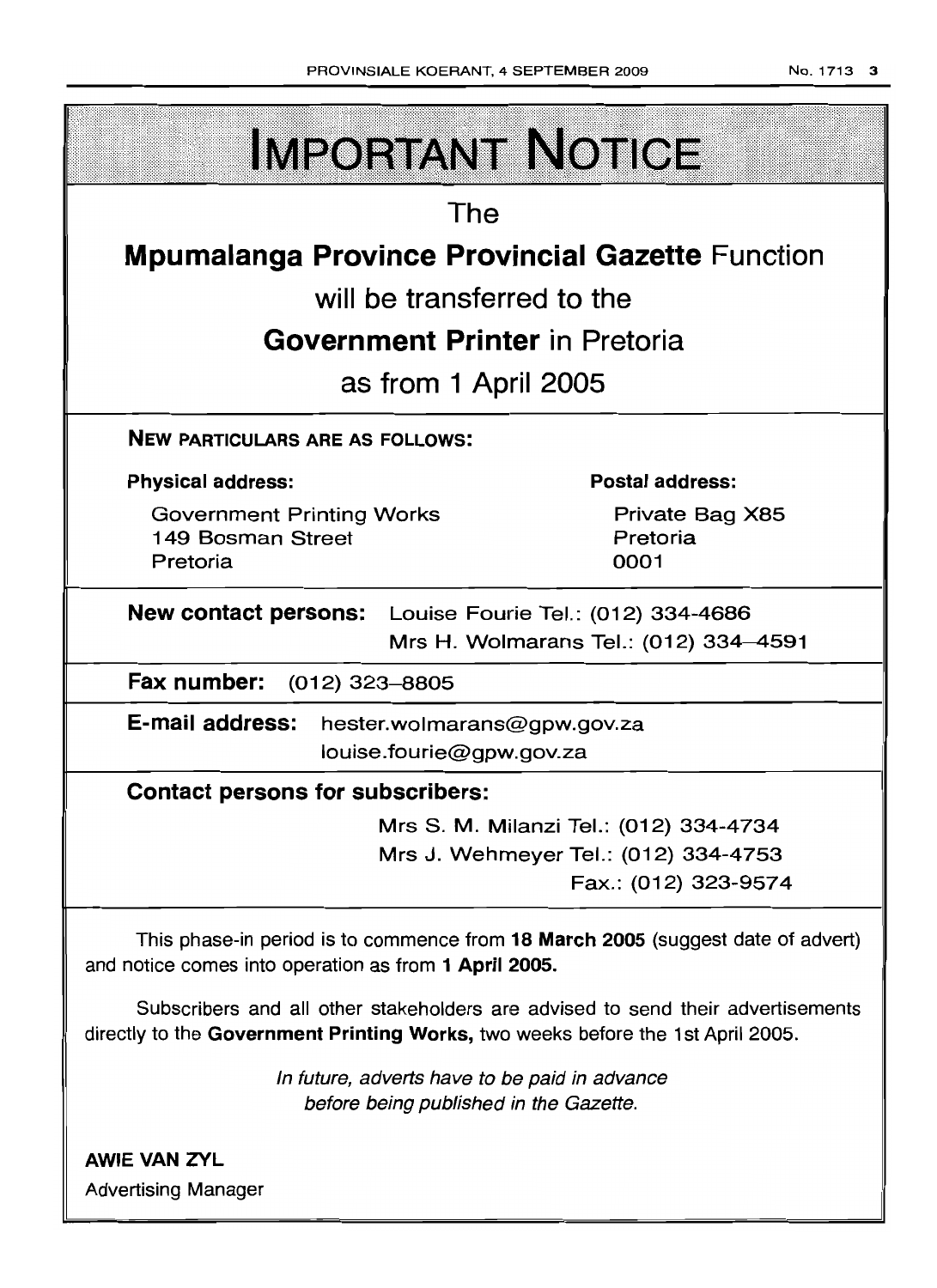# IMPORTANT NOTICE

The

**Mpumalanga Province Provincial Gazette** Function

will be transferred to the

**Government Printer** in Pretoria

as from 1 April 2005

**NEW PARTICULARS ARE AS FOLLOWS:**

| **Physical address:** | **Postal address:** |
|---|---|
| Government Printing Works<br>149 Bosman Street<br>Pretoria | Private Bag X85<br>Pretoria<br>0001 |

**New contact persons:** Louise Fourie Tel.: (012) 334-4686
Mrs H. Wolmarans Tel.: (012) 334–4591

**Fax number:** (012) 323–8805

**E-mail address:** hester.wolmarans@gpw.gov.za
louise.fourie@gpw.gov.za

**Contact persons for subscribers:**

Mrs S. M. Milanzi Tel.: (012) 334-4734
Mrs J. Wehmeyer Tel.: (012) 334-4753
Fax.: (012) 323-9574

This phase-in period is to commence from **18 March 2005** (suggest date of advert) and notice comes into operation as from **1 April 2005.**

Subscribers and all other stakeholders are advised to send their advertisements directly to the **Government Printing Works,** two weeks before the 1st April 2005.

*In future, adverts have to be paid in advance before being published in the Gazette.*

**AWIE VAN ZYL**
Advertising Manager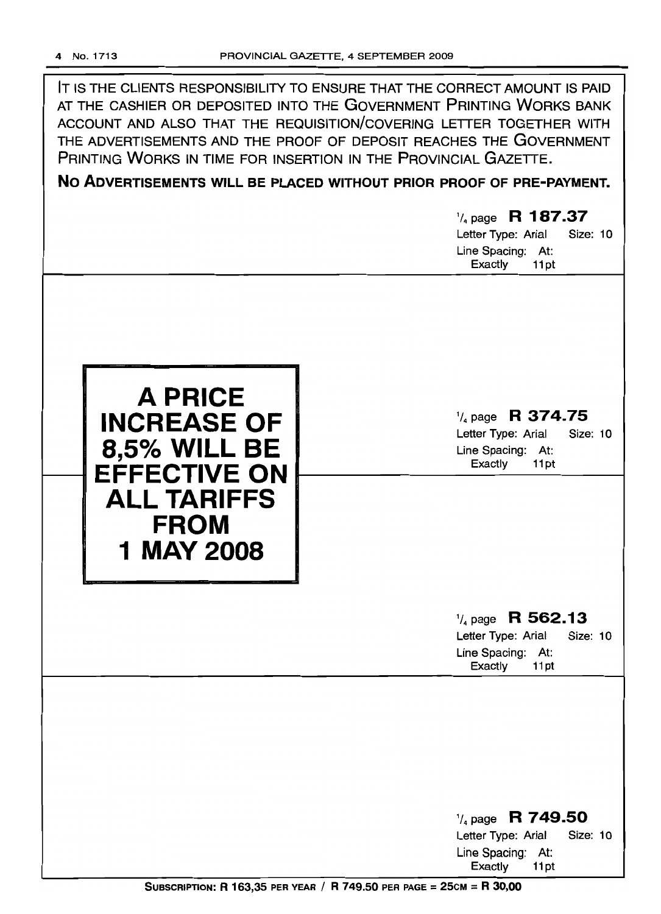IT IS THE CLIENTS RESPONSIBILITY TO ENSURE THAT THE CORRECT AMOUNT IS PAID AT THE CASHIER OR DEPOSITED INTO THE GOVERNMENT PRINTING WORKS BANK ACCOUNT AND ALSO THAT THE REQUISITION/COVERING LETTER TOGETHER WITH THE ADVERTISEMENTS AND THE PROOF OF DEPOSIT REACHES THE GOVERNMENT PRINTING WORKS IN TIME FOR INSERTION IN THE PROVINCIAL GAZETTE.

**NO ADVERTISEMENTS WILL BE PLACED WITHOUT PRIOR PROOF OF PRE-PAYMENT.**

1/4 page **R 187.37**
Letter Type: Arial Size: 10
Line Spacing: At: Exactly 11pt

**A PRICE INCREASE OF 8,5% WILL BE EFFECTIVE ON ALL TARIFFS FROM 1 MAY 2008**

1/4 page **R 374.75**
Letter Type: Arial Size: 10
Line Spacing: At: Exactly 11pt

1/4 page **R 562.13**
Letter Type: Arial Size: 10
Line Spacing: At: Exactly 11pt

1/4 page **R 749.50**
Letter Type: Arial Size: 10
Line Spacing: At: Exactly 11pt

**SUBSCRIPTION: R 163,35 PER YEAR / R 749.50 PER PAGE = 25CM = R 30,00**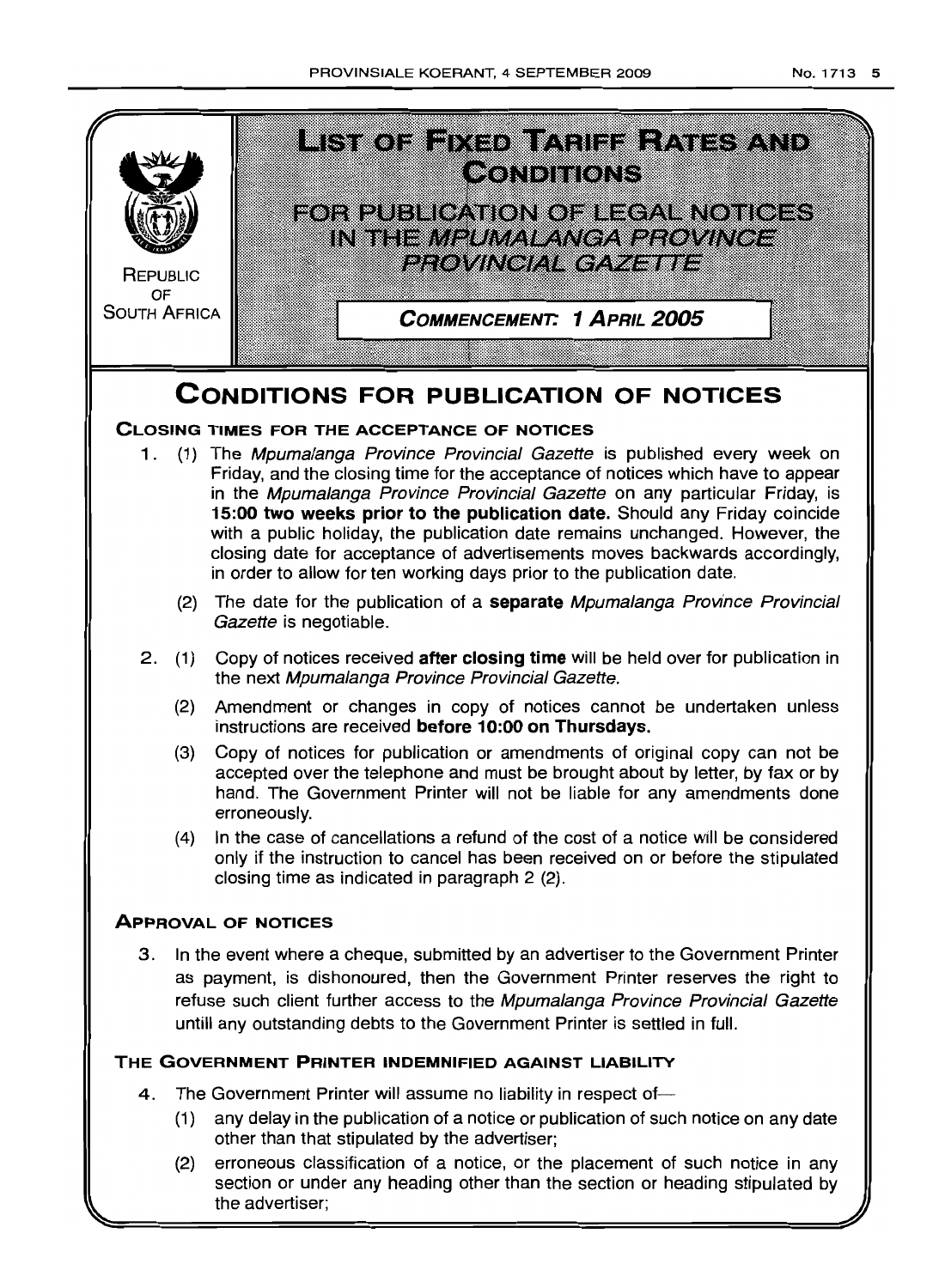REPUBLIC OF SOUTH AFRICA

# LIST OF FIXED TARIFF RATES AND CONDITIONS

## FOR PUBLICATION OF LEGAL NOTICES IN THE *MPUMALANGA PROVINCE PROVINCIAL GAZETTE*

**COMMENCEMENT: 1 APRIL 2005**

# CONDITIONS FOR PUBLICATION OF NOTICES

### CLOSING TIMES FOR THE ACCEPTANCE OF NOTICES

1. (1) The *Mpumalanga Province Provincial Gazette* is published every week on Friday, and the closing time for the acceptance of notices which have to appear in the *Mpumalanga Province Provincial Gazette* on any particular Friday, is **15:00 two weeks prior to the publication date.** Should any Friday coincide with a public holiday, the publication date remains unchanged. However, the closing date for acceptance of advertisements moves backwards accordingly, in order to allow for ten working days prior to the publication date.

   (2) The date for the publication of a **separate** *Mpumalanga Province Provincial Gazette* is negotiable.

2. (1) Copy of notices received **after closing time** will be held over for publication in the next *Mpumalanga Province Provincial Gazette.*

   (2) Amendment or changes in copy of notices cannot be undertaken unless instructions are received **before 10:00 on Thursdays.**

   (3) Copy of notices for publication or amendments of original copy can not be accepted over the telephone and must be brought about by letter, by fax or by hand. The Government Printer will not be liable for any amendments done erroneously.

   (4) In the case of cancellations a refund of the cost of a notice will be considered only if the instruction to cancel has been received on or before the stipulated closing time as indicated in paragraph 2 (2).

### APPROVAL OF NOTICES

3. In the event where a cheque, submitted by an advertiser to the Government Printer as payment, is dishonoured, then the Government Printer reserves the right to refuse such client further access to the *Mpumalanga Province Provincial Gazette* untill any outstanding debts to the Government Printer is settled in full.

### THE GOVERNMENT PRINTER INDEMNIFIED AGAINST LIABILITY

4. The Government Printer will assume no liability in respect of—

   (1) any delay in the publication of a notice or publication of such notice on any date other than that stipulated by the advertiser;

   (2) erroneous classification of a notice, or the placement of such notice in any section or under any heading other than the section or heading stipulated by the advertiser;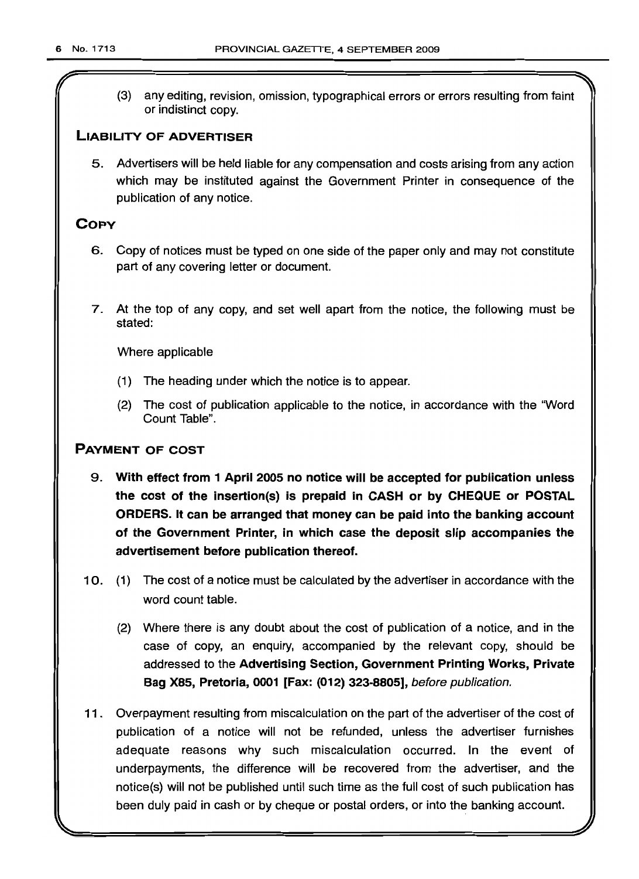(3) any editing, revision, omission, typographical errors or errors resulting from faint or indistinct copy.

## LIABILITY OF ADVERTISER

5. Advertisers will be held liable for any compensation and costs arising from any action which may be instituted against the Government Printer in consequence of the publication of any notice.

## COPY

6. Copy of notices must be typed on one side of the paper only and may not constitute part of any covering letter or document.

7. At the top of any copy, and set well apart from the notice, the following must be stated:

   Where applicable

   (1) The heading under which the notice is to appear.

   (2) The cost of publication applicable to the notice, in accordance with the "Word Count Table".

## PAYMENT OF COST

9. **With effect from 1 April 2005 no notice will be accepted for publication unless the cost of the insertion(s) is prepaid in CASH or by CHEQUE or POSTAL ORDERS. It can be arranged that money can be paid into the banking account of the Government Printer, in which case the deposit slip accompanies the advertisement before publication thereof.**

10. (1) The cost of a notice must be calculated by the advertiser in accordance with the word count table.

    (2) Where there is any doubt about the cost of publication of a notice, and in the case of copy, an enquiry, accompanied by the relevant copy, should be addressed to the **Advertising Section, Government Printing Works, Private Bag X85, Pretoria, 0001 [Fax: (012) 323-8805],** *before publication.*

11. Overpayment resulting from miscalculation on the part of the advertiser of the cost of publication of a notice will not be refunded, unless the advertiser furnishes adequate reasons why such miscalculation occurred. In the event of underpayments, the difference will be recovered from the advertiser, and the notice(s) will not be published until such time as the full cost of such publication has been duly paid in cash or by cheque or postal orders, or into the banking account.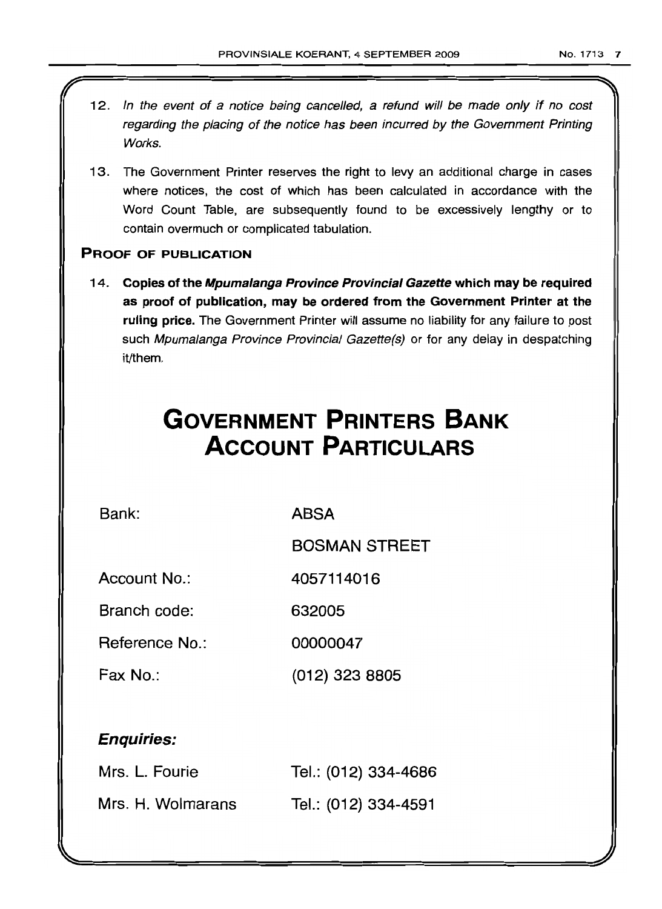12. *In the event of a notice being cancelled, a refund will be made only if no cost regarding the placing of the notice has been incurred by the Government Printing Works.*

13. The Government Printer reserves the right to levy an additional charge in cases where notices, the cost of which has been calculated in accordance with the Word Count Table, are subsequently found to be excessively lengthy or to contain overmuch or complicated tabulation.

### PROOF OF PUBLICATION

14. **Copies of the *Mpumalanga Province Provincial Gazette* which may be required as proof of publication, may be ordered from the Government Printer at the ruling price.** The Government Printer will assume no liability for any failure to post such *Mpumalanga Province Provincial Gazette(s)* or for any delay in despatching it/them.

# GOVERNMENT PRINTERS BANK ACCOUNT PARTICULARS

| | |
|---|---|
| Bank: | ABSA |
| | BOSMAN STREET |
| Account No.: | 4057114016 |
| Branch code: | 632005 |
| Reference No.: | 00000047 |
| Fax No.: | (012) 323 8805 |

***Enquiries:***

| | |
|---|---|
| Mrs. L. Fourie | Tel.: (012) 334-4686 |
| Mrs. H. Wolmarans | Tel.: (012) 334-4591 |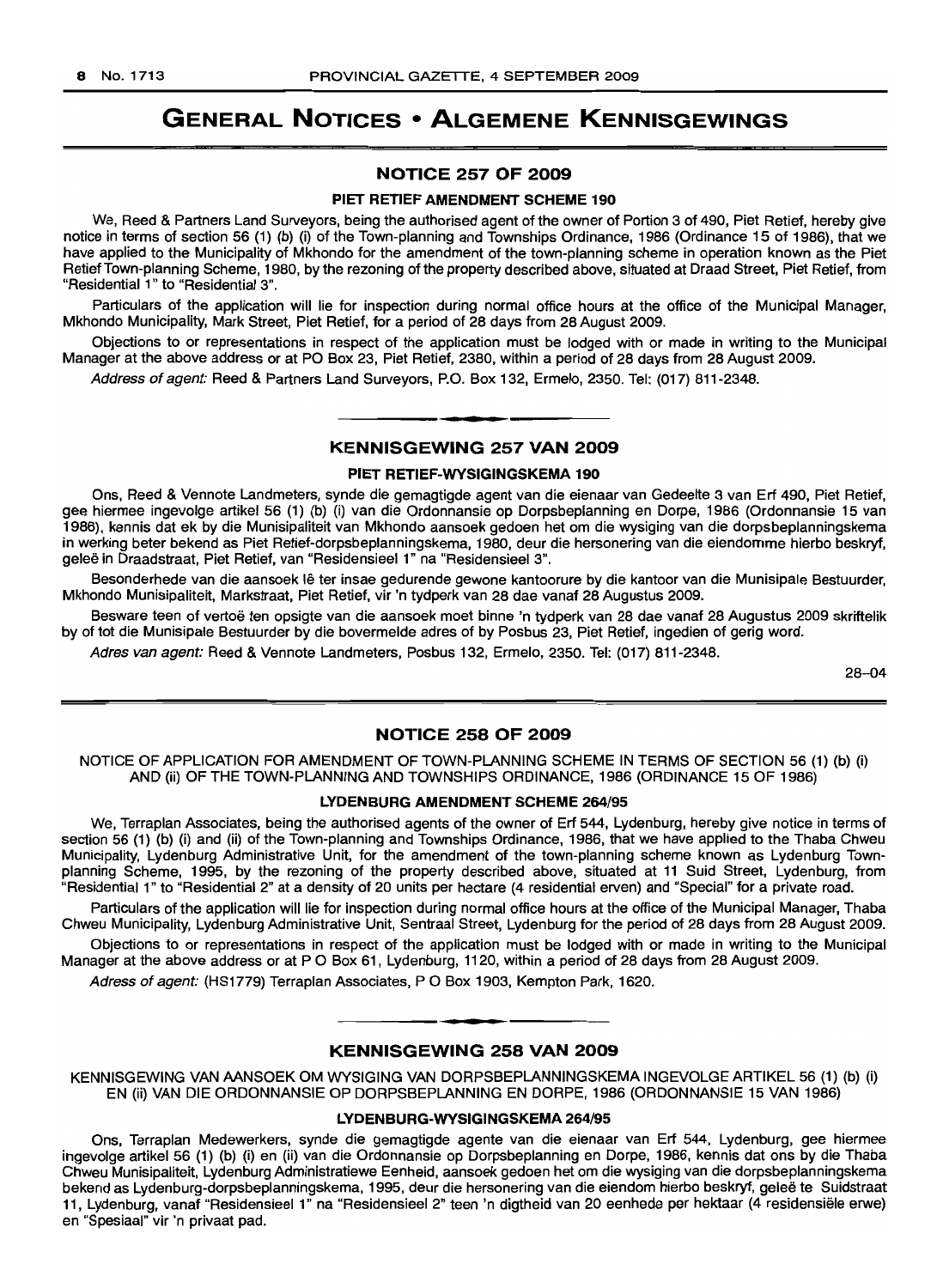# GENERAL NOTICES • ALGEMENE KENNISGEWINGS

## NOTICE 257 OF 2009

### PIET RETIEF AMENDMENT SCHEME 190

We, Reed & Partners Land Surveyors, being the authorised agent of the owner of Portion 3 of 490, Piet Retief, hereby give notice in terms of section 56 (1) (b) (i) of the Town-planning and Townships Ordinance, 1986 (Ordinance 15 of 1986), that we have applied to the Municipality of Mkhondo for the amendment of the town-planning scheme in operation known as the Piet Retief Town-planning Scheme, 1980, by the rezoning of the property described above, situated at Draad Street, Piet Retief, from "Residential 1" to "Residential 3".

Particulars of the application will lie for inspection during normal office hours at the office of the Municipal Manager, Mkhondo Municipality, Mark Street, Piet Retief, for a period of 28 days from 28 August 2009.

Objections to or representations in respect of the application must be lodged with or made in writing to the Municipal Manager at the above address or at PO Box 23, Piet Retief, 2380, within a period of 28 days from 28 August 2009.

*Address of agent:* Reed & Partners Land Surveyors, P.O. Box 132, Ermelo, 2350. Tel: (017) 811-2348.

## KENNISGEWING 257 VAN 2009

### PIET RETIEF-WYSIGINGSKEMA 190

Ons, Reed & Vennote Landmeters, synde die gemagtigde agent van die eienaar van Gedeelte 3 van Erf 490, Piet Retief, gee hiermee ingevolge artikel 56 (1) (b) (i) van die Ordonnansie op Dorpsbeplanning en Dorpe, 1986 (Ordonnansie 15 van 1986), kennis dat ek by die Munisipaliteit van Mkhondo aansoek gedoen het om die wysiging van die dorpsbeplanningskema in werking beter bekend as Piet Retief-dorpsbeplanningskema, 1980, deur die hersonering van die eiendomme hierbo beskryf, geleë in Draadstraat, Piet Retief, van "Residensieel 1" na "Residensieel 3".

Besonderhede van die aansoek lê ter insae gedurende gewone kantoorure by die kantoor van die Munisipale Bestuurder, Mkhondo Munisipaliteit, Markstraat, Piet Retief, vir 'n tydperk van 28 dae vanaf 28 Augustus 2009.

Besware teen of vertoë ten opsigte van die aansoek moet binne 'n tydperk van 28 dae vanaf 28 Augustus 2009 skriftelik by of tot die Munisipale Bestuurder by die bovermelde adres of by Posbus 23, Piet Retief, ingedien of gerig word.

*Adres van agent:* Reed & Vennote Landmeters, Posbus 132, Ermelo, 2350. Tel: (017) 811-2348.

28–04

## NOTICE 258 OF 2009

NOTICE OF APPLICATION FOR AMENDMENT OF TOWN-PLANNING SCHEME IN TERMS OF SECTION 56 (1) (b) (i) AND (ii) OF THE TOWN-PLANNING AND TOWNSHIPS ORDINANCE, 1986 (ORDINANCE 15 OF 1986)

### LYDENBURG AMENDMENT SCHEME 264/95

We, Terraplan Associates, being the authorised agents of the owner of Erf 544, Lydenburg, hereby give notice in terms of section 56 (1) (b) (i) and (ii) of the Town-planning and Townships Ordinance, 1986, that we have applied to the Thaba Chweu Municipality, Lydenburg Administrative Unit, for the amendment of the town-planning scheme known as Lydenburg Town-planning Scheme, 1995, by the rezoning of the property described above, situated at 11 Suid Street, Lydenburg, from "Residential 1" to "Residential 2" at a density of 20 units per hectare (4 residential erven) and "Special" for a private road.

Particulars of the application will lie for inspection during normal office hours at the office of the Municipal Manager, Thaba Chweu Municipality, Lydenburg Administrative Unit, Sentraal Street, Lydenburg for the period of 28 days from 28 August 2009.

Objections to or representations in respect of the application must be lodged with or made in writing to the Municipal Manager at the above address or at P O Box 61, Lydenburg, 1120, within a period of 28 days from 28 August 2009.

*Adress of agent:* (HS1779) Terraplan Associates, P O Box 1903, Kempton Park, 1620.

## KENNISGEWING 258 VAN 2009

KENNISGEWING VAN AANSOEK OM WYSIGING VAN DORPSBEPLANNINGSKEMA INGEVOLGE ARTIKEL 56 (1) (b) (i) EN (ii) VAN DIE ORDONNANSIE OP DORPSBEPLANNING EN DORPE, 1986 (ORDONNANSIE 15 VAN 1986)

### LYDENBURG-WYSIGINGSKEMA 264/95

Ons, Terraplan Medewerkers, synde die gemagtigde agente van die eienaar van Erf 544, Lydenburg, gee hiermee ingevolge artikel 56 (1) (b) (i) en (ii) van die Ordonnansie op Dorpsbeplanning en Dorpe, 1986, kennis dat ons by die Thaba Chweu Munisipaliteit, Lydenburg Administratiewe Eenheid, aansoek gedoen het om die wysiging van die dorpsbeplanningskema bekend as Lydenburg-dorpsbeplanningskema, 1995, deur die hersonering van die eiendom hierbo beskryf, geleë te Suidstraat 11, Lydenburg, vanaf "Residensieel 1" na "Residensieel 2" teen 'n digtheid van 20 eenhede per hektaar (4 residensiële erwe) en "Spesiaal" vir 'n privaat pad.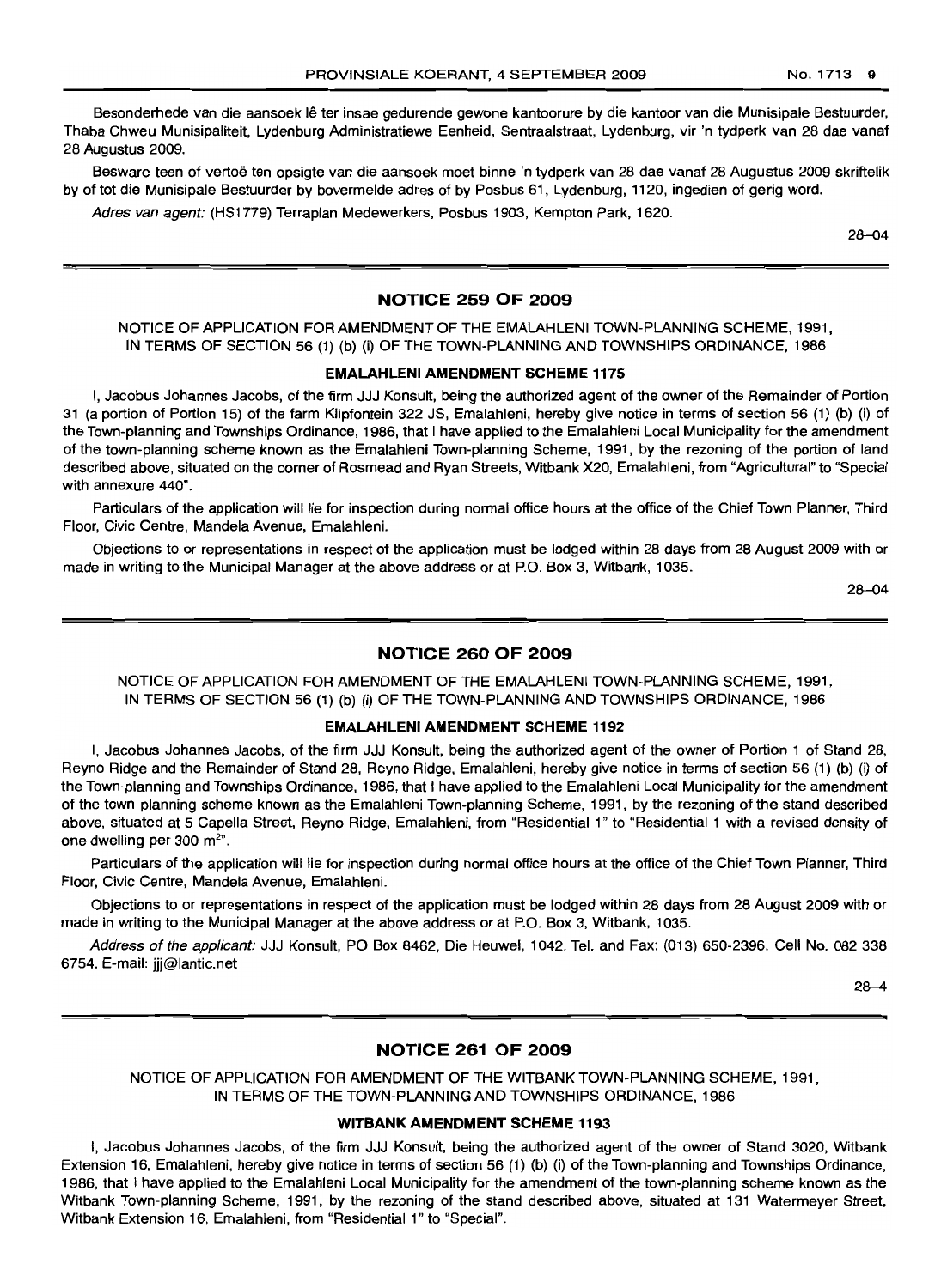Besonderhede van die aansoek lê ter insae gedurende gewone kantoorure by die kantoor van die Munisipale Bestuurder, Thaba Chweu Munisipaliteit, Lydenburg Administratiewe Eenheid, Sentraalstraat, Lydenburg, vir 'n tydperk van 28 dae vanaf 28 Augustus 2009.

Besware teen of vertoë ten opsigte van die aansoek moet binne 'n tydperk van 28 dae vanaf 28 Augustus 2009 skriftelik by of tot die Munisipale Bestuurder by bovermelde adres of by Posbus 61, Lydenburg, 1120, ingedien of gerig word.

*Adres van agent:* (HS1779) Terraplan Medewerkers, Posbus 1903, Kempton Park, 1620.

28–04

## NOTICE 259 OF 2009

NOTICE OF APPLICATION FOR AMENDMENT OF THE EMALAHLENI TOWN-PLANNING SCHEME, 1991, IN TERMS OF SECTION 56 (1) (b) (i) OF THE TOWN-PLANNING AND TOWNSHIPS ORDINANCE, 1986

### EMALAHLENI AMENDMENT SCHEME 1175

I, Jacobus Johannes Jacobs, of the firm JJJ Konsult, being the authorized agent of the owner of the Remainder of Portion 31 (a portion of Portion 15) of the farm Klipfontein 322 JS, Emalahleni, hereby give notice in terms of section 56 (1) (b) (i) of the Town-planning and Townships Ordinance, 1986, that I have applied to the Emalahleni Local Municipality for the amendment of the town-planning scheme known as the Emalahleni Town-planning Scheme, 1991, by the rezoning of the portion of land described above, situated on the corner of Rosmead and Ryan Streets, Witbank X20, Emalahleni, from "Agricultural" to "Special with annexure 440".

Particulars of the application will lie for inspection during normal office hours at the office of the Chief Town Planner, Third Floor, Civic Centre, Mandela Avenue, Emalahleni.

Objections to or representations in respect of the application must be lodged within 28 days from 28 August 2009 with or made in writing to the Municipal Manager at the above address or at P.O. Box 3, Witbank, 1035.

28–04

## NOTICE 260 OF 2009

NOTICE OF APPLICATION FOR AMENDMENT OF THE EMALAHLENI TOWN-PLANNING SCHEME, 1991, IN TERMS OF SECTION 56 (1) (b) (i) OF THE TOWN-PLANNING AND TOWNSHIPS ORDINANCE, 1986

### EMALAHLENI AMENDMENT SCHEME 1192

I, Jacobus Johannes Jacobs, of the firm JJJ Konsult, being the authorized agent of the owner of Portion 1 of Stand 28, Reyno Ridge and the Remainder of Stand 28, Reyno Ridge, Emalahleni, hereby give notice in terms of section 56 (1) (b) (i) of the Town-planning and Townships Ordinance, 1986, that I have applied to the Emalahleni Local Municipality for the amendment of the town-planning scheme known as the Emalahleni Town-planning Scheme, 1991, by the rezoning of the stand described above, situated at 5 Capella Street, Reyno Ridge, Emalahleni, from "Residential 1" to "Residential 1 with a revised density of one dwelling per 300 $m^2$".

Particulars of the application will lie for inspection during normal office hours at the office of the Chief Town Planner, Third Floor, Civic Centre, Mandela Avenue, Emalahleni.

Objections to or representations in respect of the application must be lodged within 28 days from 28 August 2009 with or made in writing to the Municipal Manager at the above address or at P.O. Box 3, Witbank, 1035.

*Address of the applicant:* JJJ Konsult, PO Box 8462, Die Heuwel, 1042. Tel. and Fax: (013) 650-2396. Cell No. 082 338 6754. E-mail: jjj@lantic.net

28–4

## NOTICE 261 OF 2009

NOTICE OF APPLICATION FOR AMENDMENT OF THE WITBANK TOWN-PLANNING SCHEME, 1991, IN TERMS OF THE TOWN-PLANNING AND TOWNSHIPS ORDINANCE, 1986

### WITBANK AMENDMENT SCHEME 1193

I, Jacobus Johannes Jacobs, of the firm JJJ Konsult, being the authorized agent of the owner of Stand 3020, Witbank Extension 16, Emalahleni, hereby give notice in terms of section 56 (1) (b) (i) of the Town-planning and Townships Ordinance, 1986, that I have applied to the Emalahleni Local Municipality for the amendment of the town-planning scheme known as the Witbank Town-planning Scheme, 1991, by the rezoning of the stand described above, situated at 131 Watermeyer Street, Witbank Extension 16, Emalahleni, from "Residential 1" to "Special".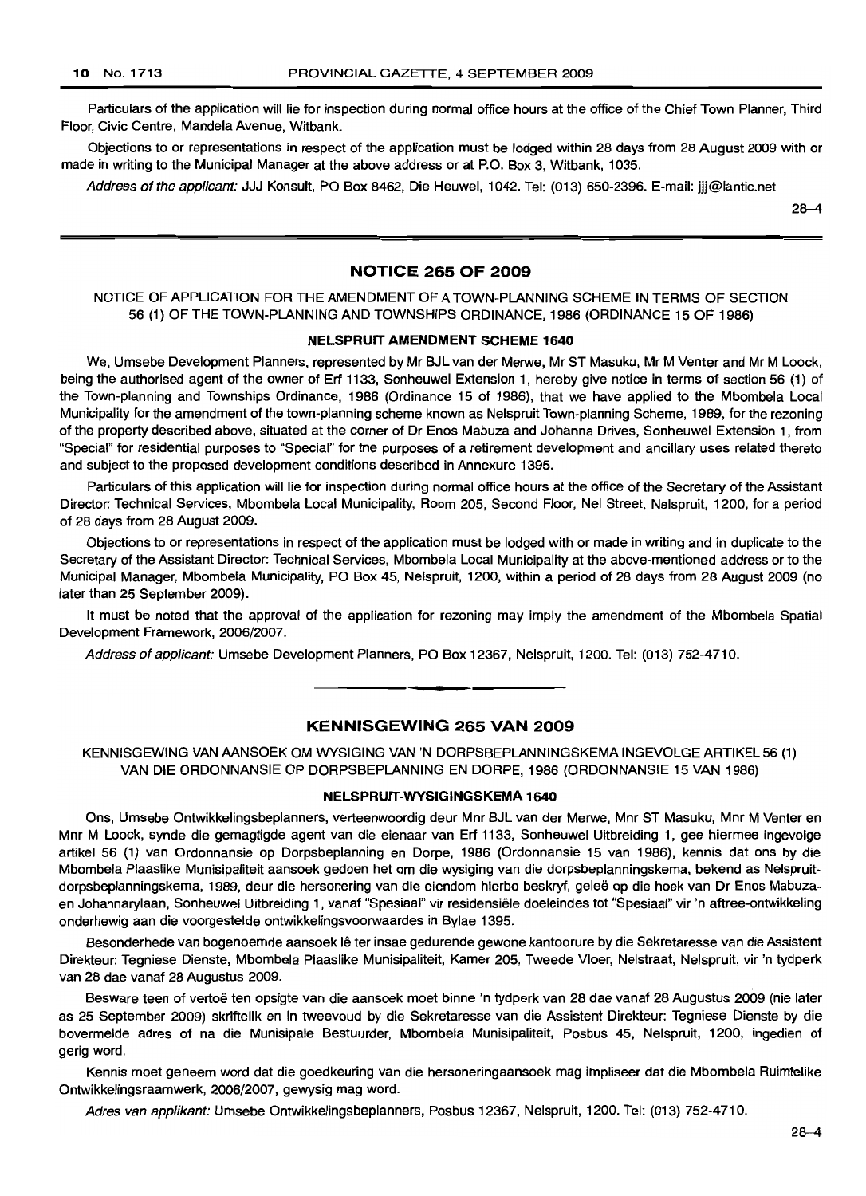Particulars of the application will lie for inspection during normal office hours at the office of the Chief Town Planner, Third Floor, Civic Centre, Mandela Avenue, Witbank.

Objections to or representations in respect of the application must be lodged within 28 days from 28 August 2009 with or made in writing to the Municipal Manager at the above address or at P.O. Box 3, Witbank, 1035.

*Address of the applicant:* JJJ Konsult, PO Box 8462, Die Heuwel, 1042. Tel: (013) 650-2396. E-mail: jjj@lantic.net

28–4

## NOTICE 265 OF 2009

NOTICE OF APPLICATION FOR THE AMENDMENT OF A TOWN-PLANNING SCHEME IN TERMS OF SECTION 56 (1) OF THE TOWN-PLANNING AND TOWNSHIPS ORDINANCE, 1986 (ORDINANCE 15 OF 1986)

### NELSPRUIT AMENDMENT SCHEME 1640

We, Umsebe Development Planners, represented by Mr BJL van der Merwe, Mr ST Masuku, Mr M Venter and Mr M Loock, being the authorised agent of the owner of Erf 1133, Sonheuwel Extension 1, hereby give notice in terms of section 56 (1) of the Town-planning and Townships Ordinance, 1986 (Ordinance 15 of 1986), that we have applied to the Mbombela Local Municipality for the amendment of the town-planning scheme known as Nelspruit Town-planning Scheme, 1989, for the rezoning of the property described above, situated at the corner of Dr Enos Mabuza and Johanna Drives, Sonheuwel Extension 1, from "Special" for residential purposes to "Special" for the purposes of a retirement development and ancillary uses related thereto and subject to the proposed development conditions described in Annexure 1395.

Particulars of this application will lie for inspection during normal office hours at the office of the Secretary of the Assistant Director: Technical Services, Mbombela Local Municipality, Room 205, Second Floor, Nel Street, Nelspruit, 1200, for a period of 28 days from 28 August 2009.

Objections to or representations in respect of the application must be lodged with or made in writing and in duplicate to the Secretary of the Assistant Director: Technical Services, Mbombela Local Municipality at the above-mentioned address or to the Municipal Manager, Mbombela Municipality, PO Box 45, Nelspruit, 1200, within a period of 28 days from 28 August 2009 (no later than 25 September 2009).

It must be noted that the approval of the application for rezoning may imply the amendment of the Mbombela Spatial Development Framework, 2006/2007.

*Address of applicant:* Umsebe Development Planners, PO Box 12367, Nelspruit, 1200. Tel: (013) 752-4710.

## KENNISGEWING 265 VAN 2009

KENNISGEWING VAN AANSOEK OM WYSIGING VAN 'N DORPSBEPLANNINGSKEMA INGEVOLGE ARTIKEL 56 (1) VAN DIE ORDONNANSIE OP DORPSBEPLANNING EN DORPE, 1986 (ORDONNANSIE 15 VAN 1986)

### NELSPRUIT-WYSIGINGSKEMA 1640

Ons, Umsebe Ontwikkelingsbeplanners, verteenwoordig deur Mnr BJL van der Merwe, Mnr ST Masuku, Mnr M Venter en Mnr M Loock, synde die gemagtigde agent van die eienaar van Erf 1133, Sonheuwel Uitbreiding 1, gee hiermee ingevolge artikel 56 (1) van Ordonnansie op Dorpsbeplanning en Dorpe, 1986 (Ordonnansie 15 van 1986), kennis dat ons by die Mbombela Plaaslike Munisipaliteit aansoek gedoen het om die wysiging van die dorpsbeplanningskema, bekend as Nelspruit-dorpsbeplanningskema, 1989, deur die hersonering van die eiendom hierbo beskryf, geleë op die hoek van Dr Enos Mabuza- en Johannarylaan, Sonheuwel Uitbreiding 1, vanaf "Spesiaal" vir residensiële doeleindes tot "Spesiaal" vir 'n aftree-ontwikkeling onderhewig aan die voorgestelde ontwikkelingsvoorwaardes in Bylae 1395.

Besonderhede van bogenoemde aansoek lê ter insae gedurende gewone kantoorure by die Sekretaresse van die Assistent Direkteur: Tegniese Dienste, Mbombela Plaaslike Munisipaliteit, Kamer 205, Tweede Vloer, Nelstraat, Nelspruit, vir 'n tydperk van 28 dae vanaf 28 Augustus 2009.

Besware teen of vertoë ten opsigte van die aansoek moet binne 'n tydperk van 28 dae vanaf 28 Augustus 2009 (nie later as 25 September 2009) skriftelik en in tweevoud by die Sekretaresse van die Assistent Direkteur: Tegniese Dienste by die bovermelde adres of na die Munisipale Bestuurder, Mbombela Munisipaliteit, Posbus 45, Nelspruit, 1200, ingedien of gerig word.

Kennis moet geneem word dat die goedkeuring van die hersoneringaansoek mag impliseer dat die Mbombela Ruimtelike Ontwikkelingsraamwerk, 2006/2007, gewysig mag word.

*Adres van applikant:* Umsebe Ontwikkelingsbeplanners, Posbus 12367, Nelspruit, 1200. Tel: (013) 752-4710.

28–4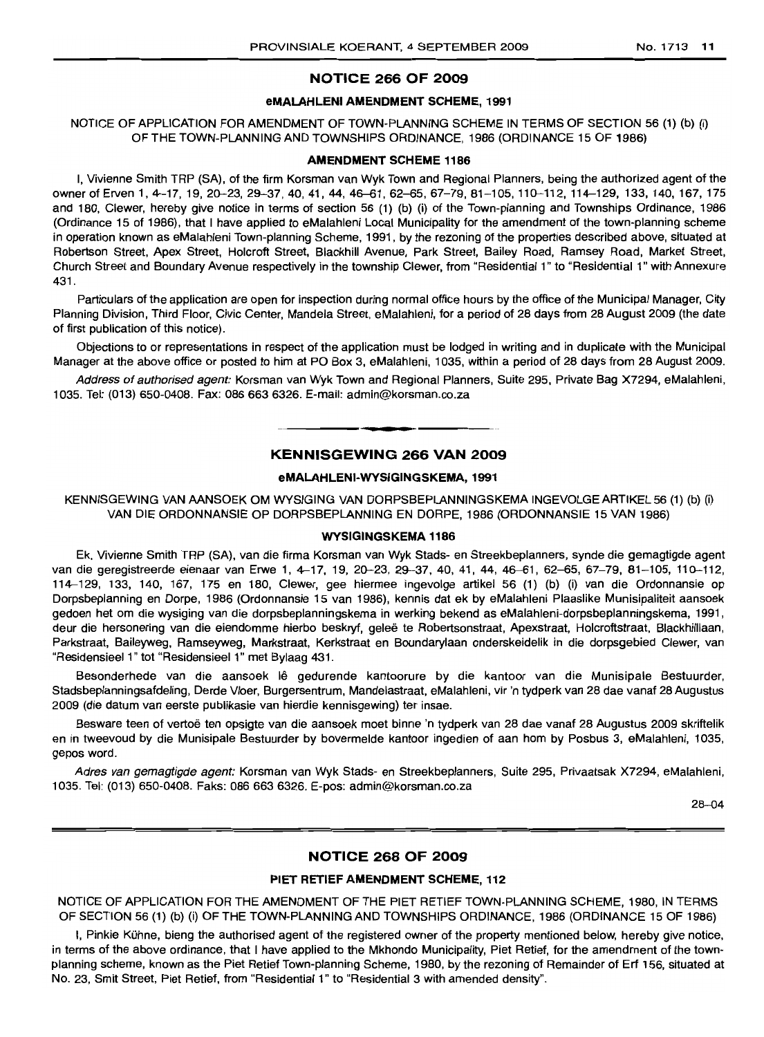## NOTICE 266 OF 2009

### eMALAHLENI AMENDMENT SCHEME, 1991

NOTICE OF APPLICATION FOR AMENDMENT OF TOWN-PLANNING SCHEME IN TERMS OF SECTION 56 (1) (b) (i) OF THE TOWN-PLANNING AND TOWNSHIPS ORDINANCE, 1986 (ORDINANCE 15 OF 1986)

### AMENDMENT SCHEME 1186

I, Vivienne Smith TRP (SA), of the firm Korsman van Wyk Town and Regional Planners, being the authorized agent of the owner of Erven 1, 4–17, 19, 20–23, 29–37, 40, 41, 44, 46–61, 62–65, 67–79, 81–105, 110–112, 114–129, 133, 140, 167, 175 and 180, Clewer, hereby give notice in terms of section 56 (1) (b) (i) of the Town-planning and Townships Ordinance, 1986 (Ordinance 15 of 1986), that I have applied to eMalahleni Local Municipality for the amendment of the town-planning scheme in operation known as eMalahleni Town-planning Scheme, 1991, by the rezoning of the properties described above, situated at Robertson Street, Apex Street, Holcroft Street, Blackhill Avenue, Park Street, Bailey Road, Ramsey Road, Market Street, Church Street and Boundary Avenue respectively in the township Clewer, from "Residential 1" to "Residential 1" with Annexure 431.

Particulars of the application are open for inspection during normal office hours by the office of the Municipal Manager, City Planning Division, Third Floor, Civic Center, Mandela Street, eMalahleni, for a period of 28 days from 28 August 2009 (the date of first publication of this notice).

Objections to or representations in respect of the application must be lodged in writing and in duplicate with the Municipal Manager at the above office or posted to him at PO Box 3, eMalahleni, 1035, within a period of 28 days from 28 August 2009.

*Address of authorised agent:* Korsman van Wyk Town and Regional Planners, Suite 295, Private Bag X7294, eMalahleni, 1035. Tel: (013) 650-0408. Fax: 086 663 6326. E-mail: admin@korsman.co.za

---

## KENNISGEWING 266 VAN 2009

### eMALAHLENI-WYSIGINGSKEMA, 1991

KENNISGEWING VAN AANSOEK OM WYSIGING VAN DORPSBEPLANNINGSKEMA INGEVOLGE ARTIKEL 56 (1) (b) (i) VAN DIE ORDONNANSIE OP DORPSBEPLANNING EN DORPE, 1986 (ORDONNANSIE 15 VAN 1986)

### WYSIGINGSKEMA 1186

Ek, Vivienne Smith TRP (SA), van die firma Korsman van Wyk Stads- en Streekbeplanners, synde die gemagtigde agent van die geregistreerde eienaar van Erwe 1, 4–17, 19, 20–23, 29–37, 40, 41, 44, 46–61, 62–65, 67–79, 81–105, 110–112, 114–129, 133, 140, 167, 175 en 180, Clewer, gee hiermee ingevolge artikel 56 (1) (b) (i) van die Ordonnansie op Dorpsbeplanning en Dorpe, 1986 (Ordonnansie 15 van 1986), kennis dat ek by eMalahleni Plaaslike Munisipaliteit aansoek gedoen het om die wysiging van die dorpsbeplanningskema in werking bekend as eMalahleni-dorpsbeplanningskema, 1991, deur die hersonering van die eiendomme hierbo beskryf, geleë te Robertsonstraat, Apexstraat, Holcroftstraat, Blackhilllaan, Parkstraat, Baileyweg, Ramseyweg, Markstraat, Kerkstraat en Boundarylaan onderskeidelik in die dorpsgebied Clewer, van "Residensieel 1" tot "Residensieel 1" met Bylaag 431.

Besonderhede van die aansoek lê gedurende kantoorure by die kantoor van die Munisipale Bestuurder, Stadsbeplanningsafdeling, Derde Vloer, Burgersentrum, Mandelastraat, eMalahleni, vir 'n tydperk van 28 dae vanaf 28 Augustus 2009 (die datum van eerste publikasie van hierdie kennisgewing) ter insae.

Besware teen of vertoë ten opsigte van die aansoek moet binne 'n tydperk van 28 dae vanaf 28 Augustus 2009 skriftelik en in tweevoud by die Munisipale Bestuurder by bovermelde kantoor ingedien of aan hom by Posbus 3, eMalahleni, 1035, gepos word.

*Adres van gemagtigde agent:* Korsman van Wyk Stads- en Streekbeplanners, Suite 295, Privaatsak X7294, eMalahleni, 1035. Tel: (013) 650-0408. Faks: 086 663 6326. E-pos: admin@korsman.co.za

28–04

---

## NOTICE 268 OF 2009

### PIET RETIEF AMENDMENT SCHEME, 112

NOTICE OF APPLICATION FOR THE AMENDMENT OF THE PIET RETIEF TOWN-PLANNING SCHEME, 1980, IN TERMS OF SECTION 56 (1) (b) (i) OF THE TOWN-PLANNING AND TOWNSHIPS ORDINANCE, 1986 (ORDINANCE 15 OF 1986)

I, Pinkie Kühne, bieng the authorised agent of the registered owner of the property mentioned below, hereby give notice, in terms of the above ordinance, that I have applied to the Mkhondo Municipality, Piet Retief, for the amendment of the town-planning scheme, known as the Piet Retief Town-planning Scheme, 1980, by the rezoning of Remainder of Erf 156, situated at No. 23, Smit Street, Piet Retief, from "Residential 1" to "Residential 3 with amended density".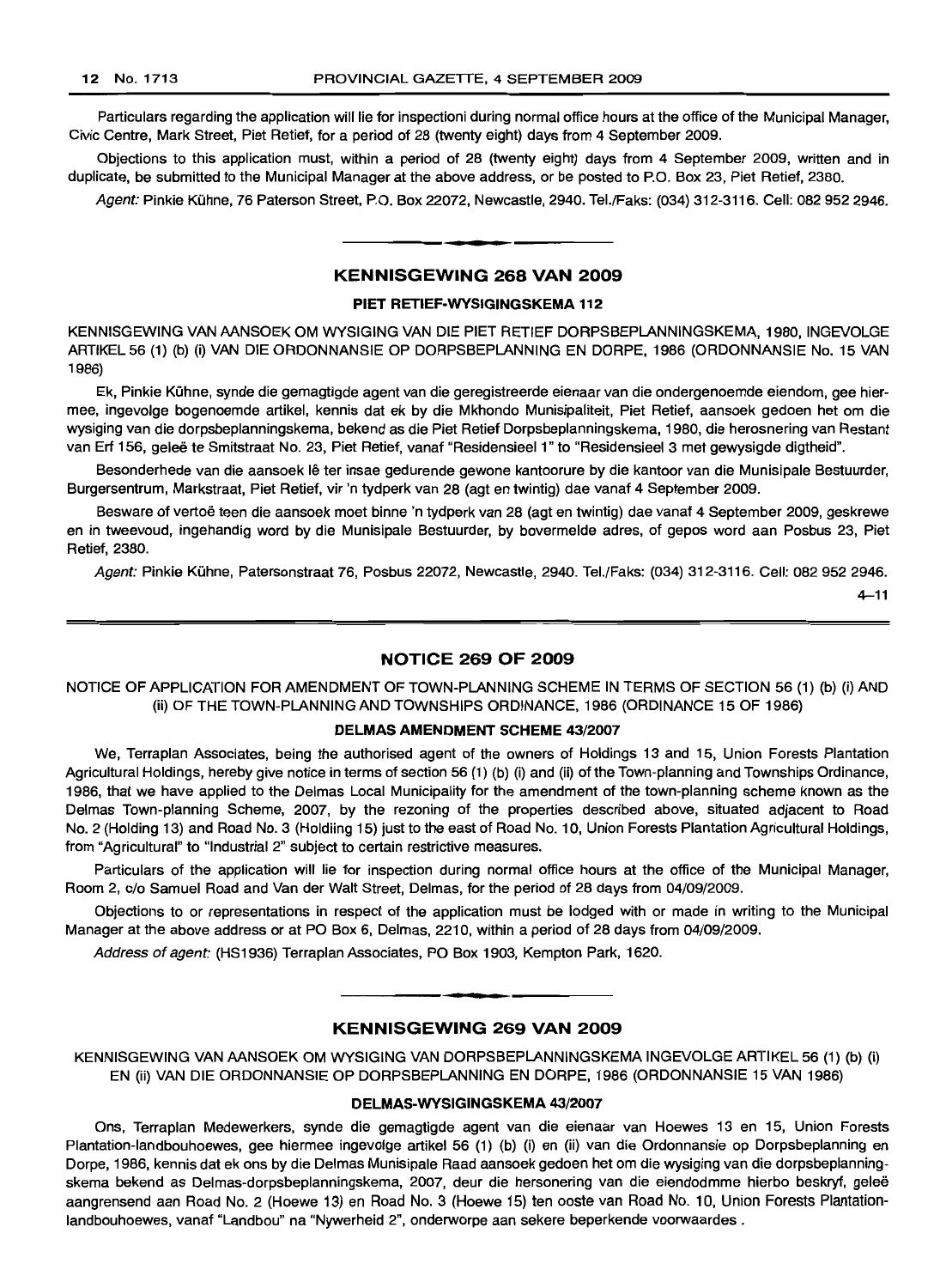Particulars regarding the application will lie for inspectioni during normal office hours at the office of the Municipal Manager, Civic Centre, Mark Street, Piet Retief, for a period of 28 (twenty eight) days from 4 September 2009.

Objections to this application must, within a period of 28 (twenty eight) days from 4 September 2009, written and in duplicate, be submitted to the Municipal Manager at the above address, or be posted to P.O. Box 23, Piet Retief, 2380.

*Agent:* Pinkie Kühne, 76 Paterson Street, P.O. Box 22072, Newcastle, 2940. Tel./Faks: (034) 312-3116. Cell: 082 952 2946.

## KENNISGEWING 268 VAN 2009

### PIET RETIEF-WYSIGINGSKEMA 112

KENNISGEWING VAN AANSOEK OM WYSIGING VAN DIE PIET RETIEF DORPSBEPLANNINGSKEMA, 1980, INGEVOLGE ARTIKEL 56 (1) (b) (i) VAN DIE ORDONNANSIE OP DORPSBEPLANNING EN DORPE, 1986 (ORDONNANSIE No. 15 VAN 1986)

Ek, Pinkie Kühne, synde die gemagtigde agent van die geregistreerde eienaar van die ondergenoemde eiendom, gee hiermee, ingevolge bogenoemde artikel, kennis dat ek by die Mkhondo Munisipaliteit, Piet Retief, aansoek gedoen het om die wysiging van die dorpsbeplanningskema, bekend as die Piet Retief Dorpsbeplanningskema, 1980, die herosnering van Restant van Erf 156, geleë te Smitstraat No. 23, Piet Retief, vanaf "Residensieel 1" to "Residensieel 3 met gewysigde digtheid".

Besonderhede van die aansoek lê ter insae gedurende gewone kantoorure by die kantoor van die Munisipale Bestuurder, Burgersentrum, Markstraat, Piet Retief, vir 'n tydperk van 28 (agt en twintig) dae vanaf 4 September 2009.

Besware of vertoë teen die aansoek moet binne 'n tydperk van 28 (agt en twintig) dae vanaf 4 September 2009, geskrewe en in tweevoud, ingehandig word by die Munisipale Bestuurder, by bovermelde adres, of gepos word aan Posbus 23, Piet Retief, 2380.

*Agent:* Pinkie Kühne, Patersonstraat 76, Posbus 22072, Newcastle, 2940. Tel./Faks: (034) 312-3116. Cell: 082 952 2946.

4–11

## NOTICE 269 OF 2009

NOTICE OF APPLICATION FOR AMENDMENT OF TOWN-PLANNING SCHEME IN TERMS OF SECTION 56 (1) (b) (i) AND (ii) OF THE TOWN-PLANNING AND TOWNSHIPS ORDINANCE, 1986 (ORDINANCE 15 OF 1986)

### DELMAS AMENDMENT SCHEME 43/2007

We, Terraplan Associates, being the authorised agent of the owners of Holdings 13 and 15, Union Forests Plantation Agricultural Holdings, hereby give notice in terms of section 56 (1) (b) (i) and (ii) of the Town-planning and Townships Ordinance, 1986, that we have applied to the Delmas Local Municipality for the amendment of the town-planning scheme known as the Delmas Town-planning Scheme, 2007, by the rezoning of the properties described above, situated adjacent to Road No. 2 (Holding 13) and Road No. 3 (Holdiing 15) just to the east of Road No. 10, Union Forests Plantation Agricultural Holdings, from "Agricultural" to "Industrial 2" subject to certain restrictive measures.

Particulars of the application will lie for inspection during normal office hours at the office of the Municipal Manager, Room 2, c/o Samuel Road and Van der Walt Street, Delmas, for the period of 28 days from 04/09/2009.

Objections to or representations in respect of the application must be lodged with or made in writing to the Municipal Manager at the above address or at PO Box 6, Delmas, 2210, within a period of 28 days from 04/09/2009.

*Address of agent:* (HS1936) Terraplan Associates, PO Box 1903, Kempton Park, 1620.

## KENNISGEWING 269 VAN 2009

KENNISGEWING VAN AANSOEK OM WYSIGING VAN DORPSBEPLANNINGSKEMA INGEVOLGE ARTIKEL 56 (1) (b) (i) EN (ii) VAN DIE ORDONNANSIE OP DORPSBEPLANNING EN DORPE, 1986 (ORDONNANSIE 15 VAN 1986)

### DELMAS-WYSIGINGSKEMA 43/2007

Ons, Terraplan Medewerkers, synde die gemagtigde agent van die eienaar van Hoewes 13 en 15, Union Forests Plantation-landbouhoewes, gee hiermee ingevolge artikel 56 (1) (b) (i) en (ii) van die Ordonnansie op Dorpsbeplanning en Dorpe, 1986, kennis dat ek ons by die Delmas Munisipale Raad aansoek gedoen het om die wysiging van die dorpsbeplanningskema bekend as Delmas-dorpsbeplanningskema, 2007, deur die hersonering van die eiendodmme hierbo beskryf, geleë aangrensend aan Road No. 2 (Hoewe 13) en Road No. 3 (Hoewe 15) ten ooste van Road No. 10, Union Forests Plantation-landbouhoewes, vanaf "Landbou" na "Nywerheid 2", onderworpe aan sekere beperkende voorwaardes .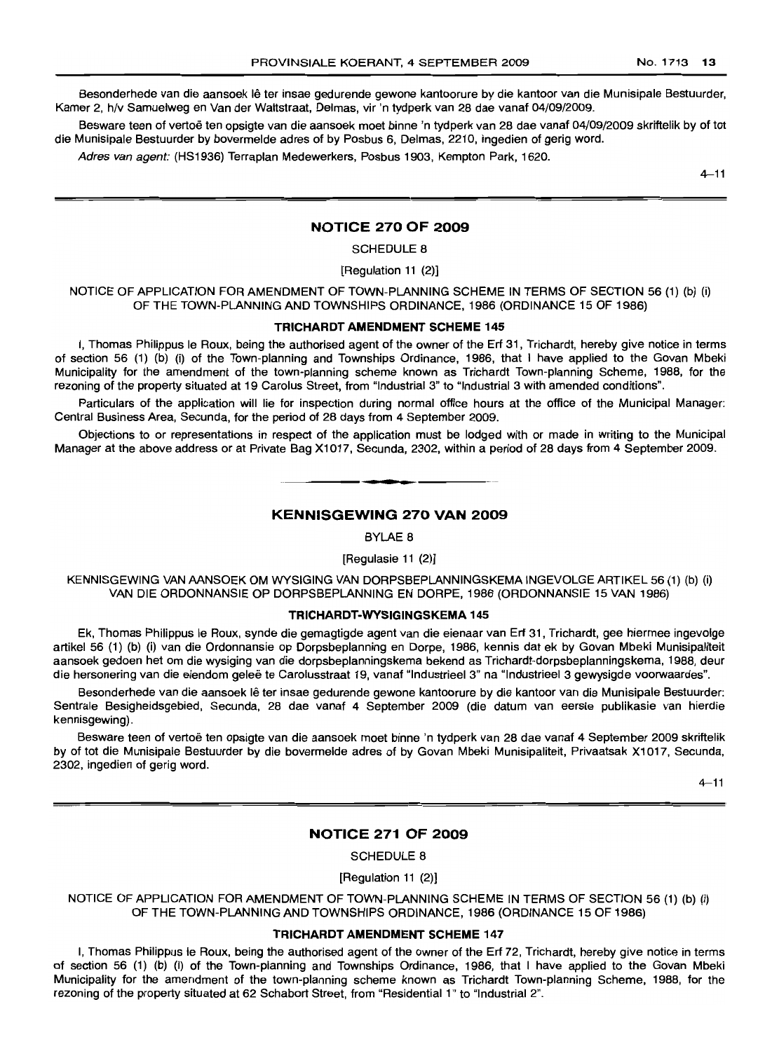Besonderhede van die aansoek lê ter insae gedurende gewone kantoorure by die kantoor van die Munisipale Bestuurder, Kamer 2, h/v Samuelweg en Van der Waltstraat, Delmas, vir 'n tydperk van 28 dae vanaf 04/09/2009.

Besware teen of vertoë ten opsigte van die aansoek moet binne 'n tydperk van 28 dae vanaf 04/09/2009 skriftelik by of tot die Munisipale Bestuurder by bovermelde adres of by Posbus 6, Delmas, 2210, ingedien of gerig word.

*Adres van agent:* (HS1936) Terraplan Medewerkers, Posbus 1903, Kempton Park, 1620.

4–11

## NOTICE 270 OF 2009

SCHEDULE 8

[Regulation 11 (2)]

NOTICE OF APPLICATION FOR AMENDMENT OF TOWN-PLANNING SCHEME IN TERMS OF SECTION 56 (1) (b) (i) OF THE TOWN-PLANNING AND TOWNSHIPS ORDINANCE, 1986 (ORDINANCE 15 OF 1986)

### TRICHARDT AMENDMENT SCHEME 145

I, Thomas Philippus le Roux, being the authorised agent of the owner of the Erf 31, Trichardt, hereby give notice in terms of section 56 (1) (b) (i) of the Town-planning and Townships Ordinance, 1986, that I have applied to the Govan Mbeki Municipality for the amendment of the town-planning scheme known as Trichardt Town-planning Scheme, 1988, for the rezoning of the property situated at 19 Carolus Street, from "Industrial 3" to "Industrial 3 with amended conditions".

Particulars of the application will lie for inspection during normal office hours at the office of the Municipal Manager: Central Business Area, Secunda, for the period of 28 days from 4 September 2009.

Objections to or representations in respect of the application must be lodged with or made in writing to the Municipal Manager at the above address or at Private Bag X1017, Secunda, 2302, within a period of 28 days from 4 September 2009.

## KENNISGEWING 270 VAN 2009

BYLAE 8

[Regulasie 11 (2)]

KENNISGEWING VAN AANSOEK OM WYSIGING VAN DORPSBEPLANNINGSKEMA INGEVOLGE ARTIKEL 56 (1) (b) (i) VAN DIE ORDONNANSIE OP DORPSBEPLANNING EN DORPE, 1986 (ORDONNANSIE 15 VAN 1986)

### TRICHARDT-WYSIGINGSKEMA 145

Ek, Thomas Philippus le Roux, synde die gemagtigde agent van die eienaar van Erf 31, Trichardt, gee hiermee ingevolge artikel 56 (1) (b) (i) van die Ordonnansie op Dorpsbeplanning en Dorpe, 1986, kennis dat ek by Govan Mbeki Munisipaliteit aansoek gedoen het om die wysiging van die dorpsbeplanningskema bekend as Trichardt-dorpsbeplanningskema, 1988, deur die hersonering van die eiendom geleë te Carolusstraat 19, vanaf "Industrieel 3" na "Industrieel 3 gewysigde voorwaardes".

Besonderhede van die aansoek lê ter insae gedurende gewone kantoorure by die kantoor van die Munisipale Bestuurder: Sentrale Besigheidsgebied, Secunda, 28 dae vanaf 4 September 2009 (die datum van eerste publikasie van hierdie kennisgewing).

Besware teen of vertoë ten opsigte van die aansoek moet binne 'n tydperk van 28 dae vanaf 4 September 2009 skriftelik by of tot die Munisipale Bestuurder by die bovermelde adres of by Govan Mbeki Munisipaliteit, Privaatsak X1017, Secunda, 2302, ingedien of gerig word.

4–11

## NOTICE 271 OF 2009

SCHEDULE 8

[Regulation 11 (2)]

NOTICE OF APPLICATION FOR AMENDMENT OF TOWN-PLANNING SCHEME IN TERMS OF SECTION 56 (1) (b) (i) OF THE TOWN-PLANNING AND TOWNSHIPS ORDINANCE, 1986 (ORDINANCE 15 OF 1986)

### TRICHARDT AMENDMENT SCHEME 147

I, Thomas Philippus le Roux, being the authorised agent of the owner of the Erf 72, Trichardt, hereby give notice in terms of section 56 (1) (b) (i) of the Town-planning and Townships Ordinance, 1986, that I have applied to the Govan Mbeki Municipality for the amendment of the town-planning scheme known as Trichardt Town-planning Scheme, 1988, for the rezoning of the property situated at 62 Schabort Street, from "Residential 1" to "Industrial 2".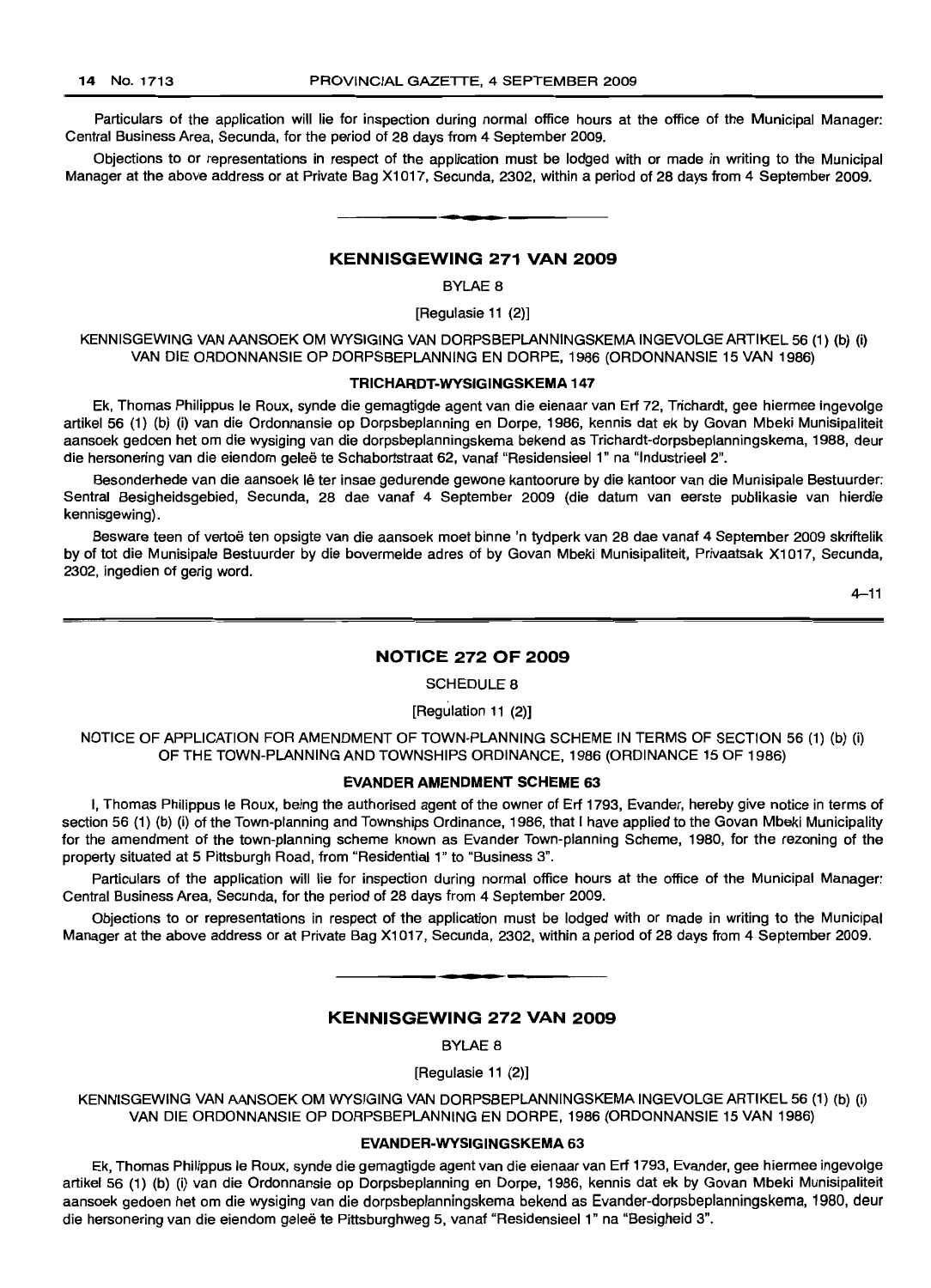Particulars of the application will lie for inspection during normal office hours at the office of the Municipal Manager: Central Business Area, Secunda, for the period of 28 days from 4 September 2009.

Objections to or representations in respect of the application must be lodged with or made in writing to the Municipal Manager at the above address or at Private Bag X1017, Secunda, 2302, within a period of 28 days from 4 September 2009.

---

## KENNISGEWING 271 VAN 2009

BYLAE 8

[Regulasie 11 (2)]

KENNISGEWING VAN AANSOEK OM WYSIGING VAN DORPSBEPLANNINGSKEMA INGEVOLGE ARTIKEL 56 (1) (b) (i) VAN DIE ORDONNANSIE OP DORPSBEPLANNING EN DORPE, 1986 (ORDONNANSIE 15 VAN 1986)

### TRICHARDT-WYSIGINGSKEMA 147

Ek, Thomas Philippus le Roux, synde die gemagtigde agent van die eienaar van Erf 72, Trichardt, gee hiermee ingevolge artikel 56 (1) (b) (i) van die Ordonnansie op Dorpsbeplanning en Dorpe, 1986, kennis dat ek by Govan Mbeki Munisipaliteit aansoek gedoen het om die wysiging van die dorpsbeplanningskema bekend as Trichardt-dorpsbeplanningskema, 1988, deur die hersonering van die eiendom geleë te Schabortstraat 62, vanaf "Residensieel 1" na "Industrieel 2".

Besonderhede van die aansoek lê ter insae gedurende gewone kantoorure by die kantoor van die Munisipale Bestuurder: Sentral Besigheidsgebied, Secunda, 28 dae vanaf 4 September 2009 (die datum van eerste publikasie van hierdie kennisgewing).

Besware teen of vertoë ten opsigte van die aansoek moet binne 'n tydperk van 28 dae vanaf 4 September 2009 skriftelik by of tot die Munisipale Bestuurder by die bovermelde adres of by Govan Mbeki Munisipaliteit, Privaatsak X1017, Secunda, 2302, ingedien of gerig word.

4–11

---

## NOTICE 272 OF 2009

SCHEDULE 8

[Regulation 11 (2)]

NOTICE OF APPLICATION FOR AMENDMENT OF TOWN-PLANNING SCHEME IN TERMS OF SECTION 56 (1) (b) (i) OF THE TOWN-PLANNING AND TOWNSHIPS ORDINANCE, 1986 (ORDINANCE 15 OF 1986)

### EVANDER AMENDMENT SCHEME 63

I, Thomas Philippus le Roux, being the authorised agent of the owner of Erf 1793, Evander, hereby give notice in terms of section 56 (1) (b) (i) of the Town-planning and Townships Ordinance, 1986, that I have applied to the Govan Mbeki Municipality for the amendment of the town-planning scheme known as Evander Town-planning Scheme, 1980, for the rezoning of the property situated at 5 Pittsburgh Road, from "Residential 1" to "Business 3".

Particulars of the application will lie for inspection during normal office hours at the office of the Municipal Manager: Central Business Area, Secunda, for the period of 28 days from 4 September 2009.

Objections to or representations in respect of the application must be lodged with or made in writing to the Municipal Manager at the above address or at Private Bag X1017, Secunda, 2302, within a period of 28 days from 4 September 2009.

---

## KENNISGEWING 272 VAN 2009

BYLAE 8

[Regulasie 11 (2)]

KENNISGEWING VAN AANSOEK OM WYSIGING VAN DORPSBEPLANNINGSKEMA INGEVOLGE ARTIKEL 56 (1) (b) (i) VAN DIE ORDONNANSIE OP DORPSBEPLANNING EN DORPE, 1986 (ORDONNANSIE 15 VAN 1986)

### EVANDER-WYSIGINGSKEMA 63

Ek, Thomas Philippus le Roux, synde die gemagtigde agent van die eienaar van Erf 1793, Evander, gee hiermee ingevolge artikel 56 (1) (b) (i) van die Ordonnansie op Dorpsbeplanning en Dorpe, 1986, kennis dat ek by Govan Mbeki Munisipaliteit aansoek gedoen het om die wysiging van die dorpsbeplanningskema bekend as Evander-dorpsbeplanningskema, 1980, deur die hersonering van die eiendom geleë te Pittsburghweg 5, vanaf "Residensieel 1" na "Besigheid 3".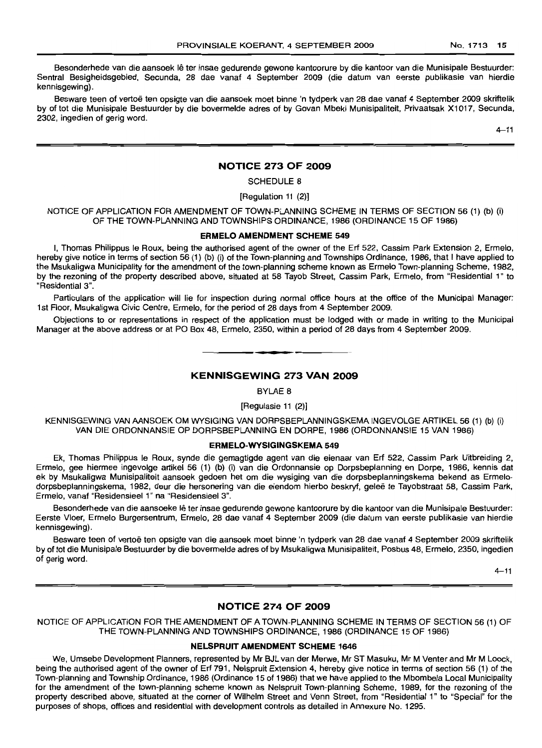Besonderhede van die aansoek lê ter insae gedurende gewone kantoorure by die kantoor van die Munisipale Bestuurder: Sentral Besigheidsgebied, Secunda, 28 dae vanaf 4 September 2009 (die datum van eerste publikasie van hierdie kennisgewing).

Besware teen of vertoë ten opsigte van die aansoek moet binne 'n tydperk van 28 dae vanaf 4 September 2009 skriftelik by of tot die Munisipale Bestuurder by die bovermelde adres of by Govan Mbeki Munisipaliteit, Privaatsak X1017, Secunda, 2302, ingedien of gerig word.

4–11

## NOTICE 273 OF 2009

SCHEDULE 8

[Regulation 11 (2)]

NOTICE OF APPLICATION FOR AMENDMENT OF TOWN-PLANNING SCHEME IN TERMS OF SECTION 56 (1) (b) (i) OF THE TOWN-PLANNING AND TOWNSHIPS ORDINANCE, 1986 (ORDINANCE 15 OF 1986)

### ERMELO AMENDMENT SCHEME 549

I, Thomas Philippus le Roux, being the authorised agent of the owner of the Erf 522, Cassim Park Extension 2, Ermelo, hereby give notice in terms of section 56 (1) (b) (i) of the Town-planning and Townships Ordinance, 1986, that I have applied to the Msukaligwa Municipality for the amendment of the town-planning scheme known as Ermelo Town-planning Scheme, 1982, by the rezoning of the property described above, situated at 58 Tayob Street, Cassim Park, Ermelo, from "Residential 1" to "Residential 3".

Particulars of the application will lie for inspection during normal office hours at the office of the Municipal Manager: 1st Floor, Msukaligwa Civic Centre, Ermelo, for the period of 28 days from 4 September 2009.

Objections to or representations in respect of the application must be lodged with or made in writing to the Municipal Manager at the above address or at PO Box 48, Ermelo, 2350, within a period of 28 days from 4 September 2009.

## KENNISGEWING 273 VAN 2009

BYLAE 8

[Regulasie 11 (2)]

KENNISGEWING VAN AANSOEK OM WYSIGING VAN DORPSBEPLANNINGSKEMA INGEVOLGE ARTIKEL 56 (1) (b) (i) VAN DIE ORDONNANSIE OP DORPSBEPLANNING EN DORPE, 1986 (ORDONNANSIE 15 VAN 1986)

### ERMELO-WYSIGINGSKEMA 549

Ek, Thomas Philippus le Roux, synde die gemagtigde agent van die eienaar van Erf 522, Cassim Park Uitbreiding 2, Ermelo, gee hiermee ingevolge artikel 56 (1) (b) (i) van die Ordonnansie op Dorpsbeplanning en Dorpe, 1986, kennis dat ek by Msukaligwa Munisipaliteit aansoek gedoen het om die wysiging van die dorpsbeplanningskema bekend as Ermelo-dorpsbeplanningskema, 1982, deur die hersonering van die eiendom hierbo beskryf, geleë te Tayobstraat 58, Cassim Park, Ermelo, vanaf "Residensieel 1" na "Residensieel 3".

Besonderhede van die aansoeke lê ter insae gedurende gewone kantoorure by die kantoor van die Munisipale Bestuurder: Eerste Vloer, Ermelo Burgersentrum, Ermelo, 28 dae vanaf 4 September 2009 (die datum van eerste publikasie van hierdie kennisgewing).

Besware teen of vertoë ten opsigte van die aansoek moet binne 'n tydperk van 28 dae vanaf 4 September 2009 skriftelik by of tot die Munisipale Bestuurder by die bovermelde adres of by Msukaligwa Munisipaliteit, Posbus 48, Ermelo, 2350, ingedien of gerig word.

4–11

## NOTICE 274 OF 2009

NOTICE OF APPLICATION FOR THE AMENDMENT OF A TOWN-PLANNING SCHEME IN TERMS OF SECTION 56 (1) OF THE TOWN-PLANNING AND TOWNSHIPS ORDINANCE, 1986 (ORDINANCE 15 OF 1986)

### NELSPRUIT AMENDMENT SCHEME 1646

We, Umsebe Development Planners, represented by Mr BJL van der Merwe, Mr ST Masuku, Mr M Venter and Mr M Loock, being the authorised agent of the owner of Erf 791, Nelspruit Extension 4, hereby give notice in terms of section 56 (1) of the Town-planning and Township Ordinance, 1986 (Ordinance 15 of 1986) that we have applied to the Mbombela Local Municipality for the amendment of the town-planning scheme known as Nelspruit Town-planning Scheme, 1989, for the rezoning of the property described above, situated at the corner of Wilhelm Street and Venn Street, from "Residential 1" to "Special" for the purposes of shops, offices and residential with development controls as detailed in Annexure No. 1295.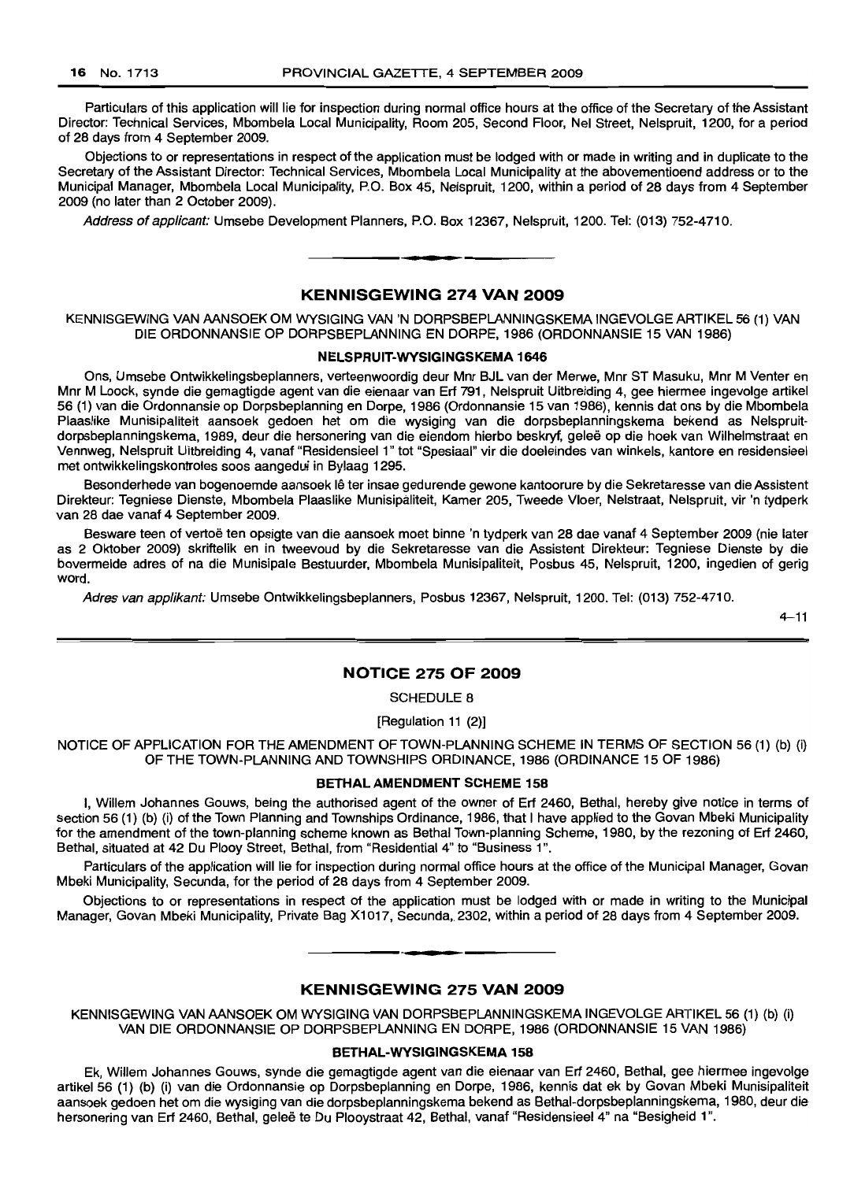Particulars of this application will lie for inspection during normal office hours at the office of the Secretary of the Assistant Director: Technical Services, Mbombela Local Municipality, Room 205, Second Floor, Nel Street, Nelspruit, 1200, for a period of 28 days from 4 September 2009.

Objections to or representations in respect of the application must be lodged with or made in writing and in duplicate to the Secretary of the Assistant Director: Technical Services, Mbombela Local Municipality at the abovementioend address or to the Municipal Manager, Mbombela Local Municipality, P.O. Box 45, Nelspruit, 1200, within a period of 28 days from 4 September 2009 (no later than 2 October 2009).

*Address of applicant:* Umsebe Development Planners, P.O. Box 12367, Nelspruit, 1200. Tel: (013) 752-4710.

---

## KENNISGEWING 274 VAN 2009

KENNISGEWING VAN AANSOEK OM WYSIGING VAN 'N DORPSBEPLANNINGSKEMA INGEVOLGE ARTIKEL 56 (1) VAN DIE ORDONNANSIE OP DORPSBEPLANNING EN DORPE, 1986 (ORDONNANSIE 15 VAN 1986)

### NELSPRUIT-WYSIGINGSKEMA 1646

Ons, Umsebe Ontwikkelingsbeplanners, verteenwoordig deur Mnr BJL van der Merwe, Mnr ST Masuku, Mnr M Venter en Mnr M Loock, synde die gemagtigde agent van die eienaar van Erf 791, Nelspruit Uitbreiding 4, gee hiermee ingevolge artikel 56 (1) van die Ordonnansie op Dorpsbeplanning en Dorpe, 1986 (Ordonnansie 15 van 1986), kennis dat ons by die Mbombela Plaaslike Munisipaliteit aansoek gedoen het om die wysiging van die dorpsbeplanningskema bekend as Nelspruit-dorpsbeplanningskema, 1989, deur die hersonering van die eiendom hierbo beskryf, geleë op die hoek van Wilhelmstraat en Vennweg, Nelspruit Uitbreiding 4, vanaf "Residensieel 1" tot "Spesiaal" vir die doeleindes van winkels, kantore en residensieel met ontwikkelingskontroles soos aangedui in Bylaag 1295.

Besonderhede van bogenoemde aansoek lê ter insae gedurende gewone kantoorure by die Sekretaresse van die Assistent Direkteur: Tegniese Dienste, Mbombela Plaaslike Munisipaliteit, Kamer 205, Tweede Vloer, Nelstraat, Nelspruit, vir 'n tydperk van 28 dae vanaf 4 September 2009.

Besware teen of vertoë ten opsigte van die aansoek moet binne 'n tydperk van 28 dae vanaf 4 September 2009 (nie later as 2 Oktober 2009) skriftelik en in tweevoud by die Sekretaresse van die Assistent Direkteur: Tegniese Dienste by die bovermelde adres of na die Munisipale Bestuurder, Mbombela Munisipaliteit, Posbus 45, Nelspruit, 1200, ingedien of gerig word.

*Adres van applikant:* Umsebe Ontwikkelingsbeplanners, Posbus 12367, Nelspruit, 1200. Tel: (013) 752-4710.

4–11

---

## NOTICE 275 OF 2009

SCHEDULE 8

[Regulation 11 (2)]

NOTICE OF APPLICATION FOR THE AMENDMENT OF TOWN-PLANNING SCHEME IN TERMS OF SECTION 56 (1) (b) (i) OF THE TOWN-PLANNING AND TOWNSHIPS ORDINANCE, 1986 (ORDINANCE 15 OF 1986)

### BETHAL AMENDMENT SCHEME 158

I, Willem Johannes Gouws, being the authorised agent of the owner of Erf 2460, Bethal, hereby give notice in terms of section 56 (1) (b) (i) of the Town Planning and Townships Ordinance, 1986, that I have applied to the Govan Mbeki Municipality for the amendment of the town-planning scheme known as Bethal Town-planning Scheme, 1980, by the rezoning of Erf 2460, Bethal, situated at 42 Du Plooy Street, Bethal, from "Residential 4" to "Business 1".

Particulars of the application will lie for inspection during normal office hours at the office of the Municipal Manager, Govan Mbeki Municipality, Secunda, for the period of 28 days from 4 September 2009.

Objections to or representations in respect of the application must be lodged with or made in writing to the Municipal Manager, Govan Mbeki Municipality, Private Bag X1017, Secunda, 2302, within a period of 28 days from 4 September 2009.

---

## KENNISGEWING 275 VAN 2009

KENNISGEWING VAN AANSOEK OM WYSIGING VAN DORPSBEPLANNINGSKEMA INGEVOLGE ARTIKEL 56 (1) (b) (i) VAN DIE ORDONNANSIE OP DORPSBEPLANNING EN DORPE, 1986 (ORDONNANSIE 15 VAN 1986)

### BETHAL-WYSIGINGSKEMA 158

Ek, Willem Johannes Gouws, synde die gemagtigde agent van die eienaar van Erf 2460, Bethal, gee hiermee ingevolge artikel 56 (1) (b) (i) van die Ordonnansie op Dorpsbeplanning en Dorpe, 1986, kennis dat ek by Govan Mbeki Munisipaliteit aansoek gedoen het om die wysiging van die dorpsbeplanningskema bekend as Bethal-dorpsbeplanningskema, 1980, deur die hersonering van Erf 2460, Bethal, geleë te Du Plooystraat 42, Bethal, vanaf "Residensieel 4" na "Besigheid 1".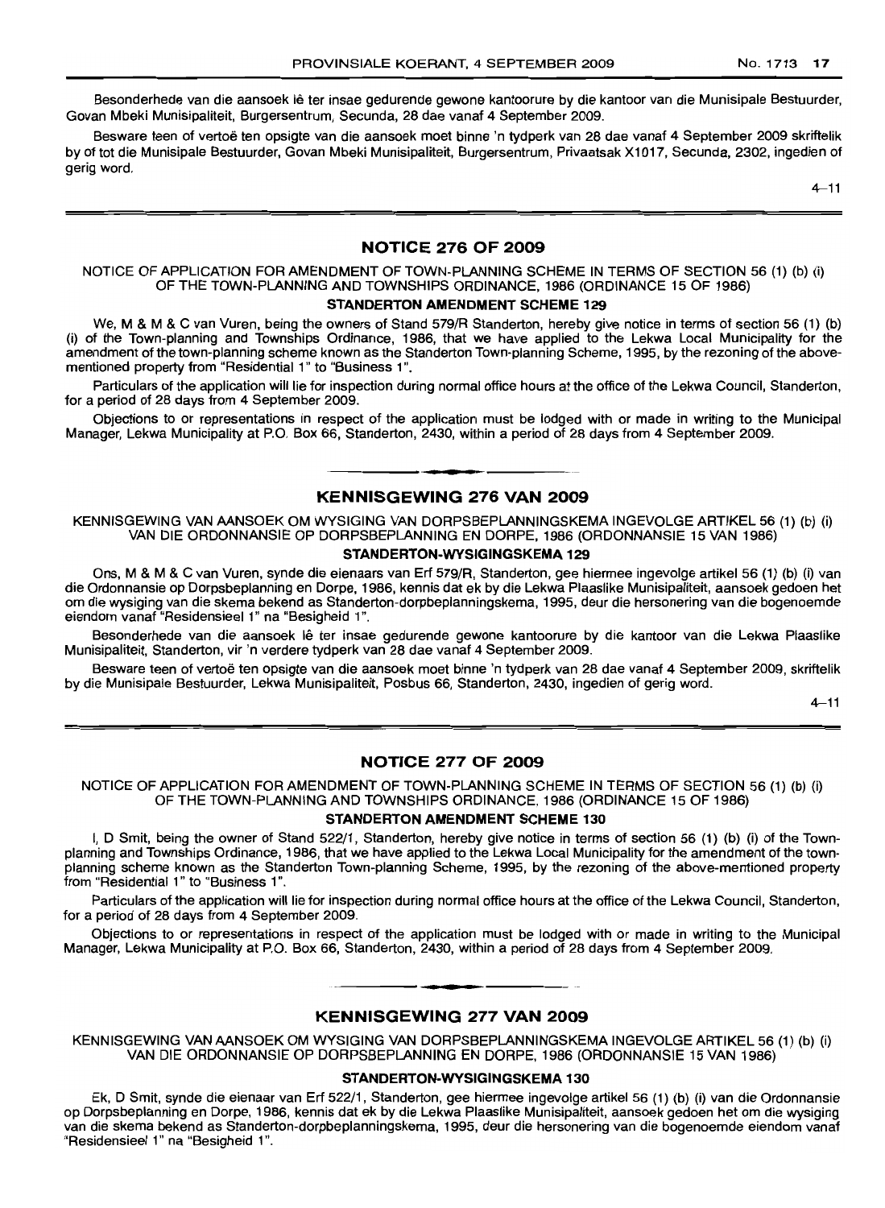Besonderhede van die aansoek lê ter insae gedurende gewone kantoorure by die kantoor van die Munisipale Bestuurder, Govan Mbeki Munisipaliteit, Burgersentrum, Secunda, 28 dae vanaf 4 September 2009.

Besware teen of vertoë ten opsigte van die aansoek moet binne 'n tydperk van 28 dae vanaf 4 September 2009 skriftelik by of tot die Munisipale Bestuurder, Govan Mbeki Munisipaliteit, Burgersentrum, Privaatsak X1017, Secunda, 2302, ingedien of gerig word.

4–11

## NOTICE 276 OF 2009

NOTICE OF APPLICATION FOR AMENDMENT OF TOWN-PLANNING SCHEME IN TERMS OF SECTION 56 (1) (b) (i) OF THE TOWN-PLANNING AND TOWNSHIPS ORDINANCE, 1986 (ORDINANCE 15 OF 1986)

**STANDERTON AMENDMENT SCHEME 129**

We, M & M & C van Vuren, being the owners of Stand 579/R Standerton, hereby give notice in terms of section 56 (1) (b) (i) of the Town-planning and Townships Ordinance, 1986, that we have applied to the Lekwa Local Municipality for the amendment of the town-planning scheme known as the Standerton Town-planning Scheme, 1995, by the rezoning of the above-mentioned property from "Residential 1" to "Business 1".

Particulars of the application will lie for inspection during normal office hours at the office of the Lekwa Council, Standerton, for a period of 28 days from 4 September 2009.

Objections to or representations in respect of the application must be lodged with or made in writing to the Municipal Manager, Lekwa Municipality at P.O. Box 66, Standerton, 2430, within a period of 28 days from 4 September 2009.

## KENNISGEWING 276 VAN 2009

KENNISGEWING VAN AANSOEK OM WYSIGING VAN DORPSBEPLANNINGSKEMA INGEVOLGE ARTIKEL 56 (1) (b) (i) VAN DIE ORDONNANSIE OP DORPSBEPLANNING EN DORPE, 1986 (ORDONNANSIE 15 VAN 1986)

**STANDERTON-WYSIGINGSKEMA 129**

Ons, M & M & C van Vuren, synde die eienaars van Erf 579/R, Standerton, gee hiermee ingevolge artikel 56 (1) (b) (i) van die Ordonnansie op Dorpsbeplanning en Dorpe, 1986, kennis dat ek by die Lekwa Plaaslike Munisipaliteit, aansoek gedoen het om die wysiging van die skema bekend as Standerton-dorpbeplanningskema, 1995, deur die hersonering van die bogenoemde eiendom vanaf "Residensieel 1" na "Besigheid 1".

Besonderhede van die aansoek lê ter insae gedurende gewone kantoorure by die kantoor van die Lekwa Plaaslike Munisipaliteit, Standerton, vir 'n verdere tydperk van 28 dae vanaf 4 September 2009.

Besware teen of vertoë ten opsigte van die aansoek moet binne 'n tydperk van 28 dae vanaf 4 September 2009, skriftelik by die Munisipale Bestuurder, Lekwa Munisipaliteit, Posbus 66, Standerton, 2430, ingedien of gerig word.

4–11

## NOTICE 277 OF 2009

NOTICE OF APPLICATION FOR AMENDMENT OF TOWN-PLANNING SCHEME IN TERMS OF SECTION 56 (1) (b) (i) OF THE TOWN-PLANNING AND TOWNSHIPS ORDINANCE, 1986 (ORDINANCE 15 OF 1986)

**STANDERTON AMENDMENT SCHEME 130**

I, D Smit, being the owner of Stand 522/1, Standerton, hereby give notice in terms of section 56 (1) (b) (i) of the Town-planning and Townships Ordinance, 1986, that we have applied to the Lekwa Local Municipality for the amendment of the town-planning scheme known as the Standerton Town-planning Scheme, 1995, by the rezoning of the above-mentioned property from "Residential 1" to "Business 1".

Particulars of the application will lie for inspection during normal office hours at the office of the Lekwa Council, Standerton, for a period of 28 days from 4 September 2009.

Objections to or representations in respect of the application must be lodged with or made in writing to the Municipal Manager, Lekwa Municipality at P.O. Box 66, Standerton, 2430, within a period of 28 days from 4 September 2009.

## KENNISGEWING 277 VAN 2009

KENNISGEWING VAN AANSOEK OM WYSIGING VAN DORPSBEPLANNINGSKEMA INGEVOLGE ARTIKEL 56 (1) (b) (i) VAN DIE ORDONNANSIE OP DORPSBEPLANNING EN DORPE, 1986 (ORDONNANSIE 15 VAN 1986)

**STANDERTON-WYSIGINGSKEMA 130**

Ek, D Smit, synde die eienaar van Erf 522/1, Standerton, gee hiermee ingevolge artikel 56 (1) (b) (i) van die Ordonnansie op Dorpsbeplanning en Dorpe, 1986, kennis dat ek by die Lekwa Plaaslike Munisipaliteit, aansoek gedoen het om die wysiging van die skema bekend as Standerton-dorpbeplanningskema, 1995, deur die hersonering van die bogenoemde eiendom vanaf "Residensieel 1" na "Besigheid 1".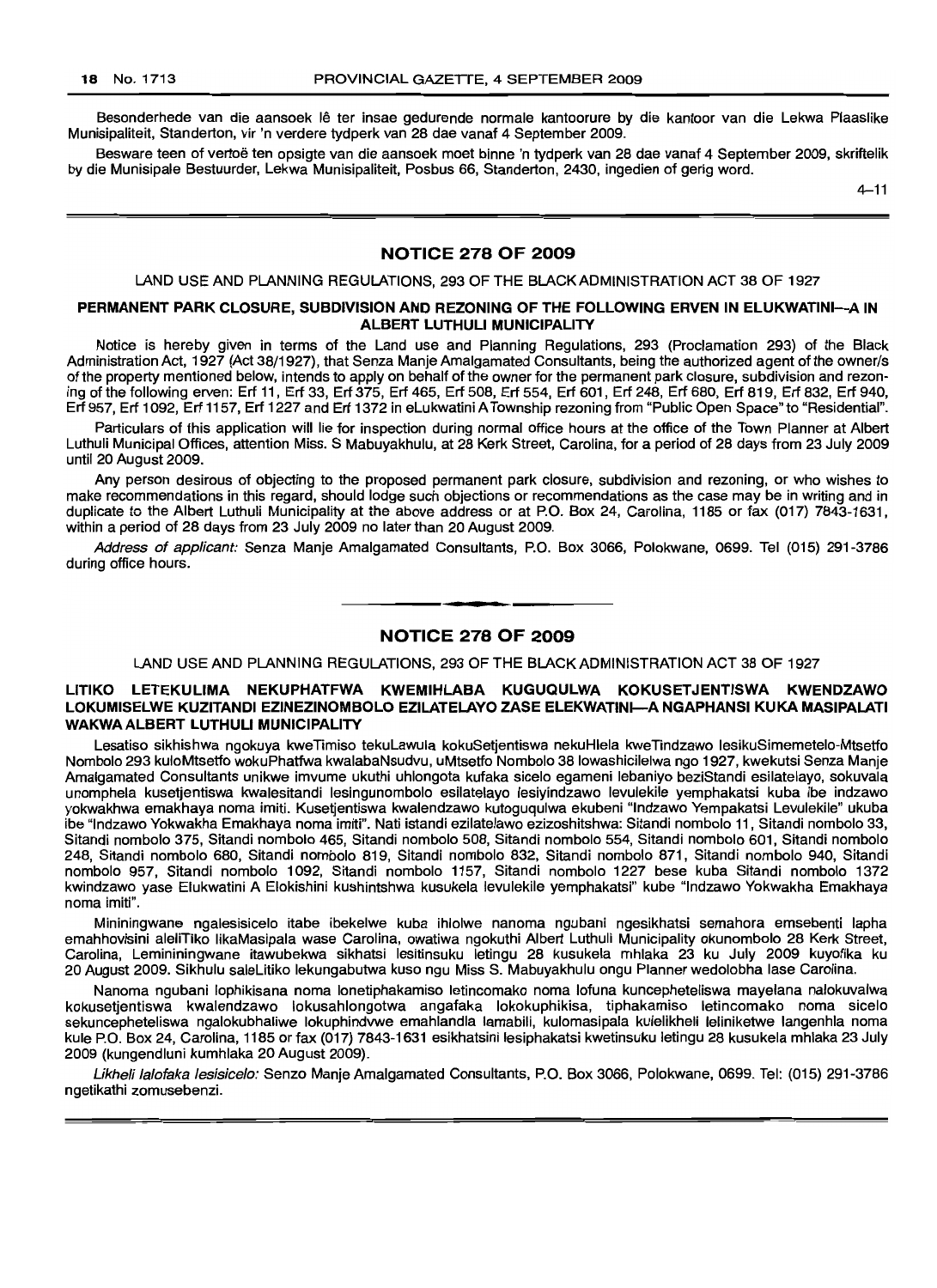Besonderhede van die aansoek lê ter insae gedurende normale kantoorure by die kantoor van die Lekwa Plaaslike Munisipaliteit, Standerton, vir 'n verdere tydperk van 28 dae vanaf 4 September 2009.

Besware teen of vertoë ten opsigte van die aansoek moet binne 'n tydperk van 28 dae vanaf 4 September 2009, skriftelik by die Munisipale Bestuurder, Lekwa Munisipaliteit, Posbus 66, Standerton, 2430, ingedien of gerig word.

4–11

## NOTICE 278 OF 2009

LAND USE AND PLANNING REGULATIONS, 293 OF THE BLACK ADMINISTRATION ACT 38 OF 1927

**PERMANENT PARK CLOSURE, SUBDIVISION AND REZONING OF THE FOLLOWING ERVEN IN ELUKWATINI—A IN ALBERT LUTHULI MUNICIPALITY**

Notice is hereby given in terms of the Land use and Planning Regulations, 293 (Proclamation 293) of the Black Administration Act, 1927 (Act 38/1927), that Senza Manje Amalgamated Consultants, being the authorized agent of the owner/s of the property mentioned below, intends to apply on behalf of the owner for the permanent park closure, subdivision and rezoning of the following erven: Erf 11, Erf 33, Erf 375, Erf 465, Erf 508, Erf 554, Erf 601, Erf 248, Erf 680, Erf 819, Erf 832, Erf 940, Erf 957, Erf 1092, Erf 1157, Erf 1227 and Erf 1372 in eLukwatini A Township rezoning from "Public Open Space" to "Residential".

Particulars of this application will lie for inspection during normal office hours at the office of the Town Planner at Albert Luthuli Municipal Offices, attention Miss. S Mabuyakhulu, at 28 Kerk Street, Carolina, for a period of 28 days from 23 July 2009 until 20 August 2009.

Any person desirous of objecting to the proposed permanent park closure, subdivision and rezoning, or who wishes to make recommendations in this regard, should lodge such objections or recommendations as the case may be in writing and in duplicate to the Albert Luthuli Municipality at the above address or at P.O. Box 24, Carolina, 1185 or fax (017) 7843-1631, within a period of 28 days from 23 July 2009 no later than 20 August 2009.

*Address of applicant:* Senza Manje Amalgamated Consultants, P.O. Box 3066, Polokwane, 0699. Tel (015) 291-3786 during office hours.

## NOTICE 278 OF 2009

LAND USE AND PLANNING REGULATIONS, 293 OF THE BLACK ADMINISTRATION ACT 38 OF 1927

**LITIKO LETEKULIMA NEKUPHATFWA KWEMIHLABA KUGUQULWA KOKUSETJENTISWA KWENDZAWO LOKUMISELWE KUZITANDI EZINEZINOMBOLO EZILATELAYO ZASE ELEKWATINI—A NGAPHANSI KUKA MASIPALATI WAKWA ALBERT LUTHULI MUNICIPALITY**

Lesatiso sikhishwa ngokuya kweTimiso tekuLawula kokuSetjentiswa nekuHlela kweTindzawo lesikuSimemetelo-Mtsetfo Nombolo 293 kuloMtsetfo wokuPhatfwa kwalabaNsudvu, uMtsetfo Nombolo 38 lowashicilelwa ngo 1927, kwekutsi Senza Manje Amalgamated Consultants unikwe imvume ukuthi uhlongota kufaka sicelo egameni lebaniyo beziStandi esilatelayo, sokuvala unomphela kusetjentiswa kwalesitandi lesingunombolo esilatelayo lesiyindzawo levulekile yemphakatsi kuba ibe indzawo yokwakhwa emakhaya noma imiti. Kusetjentiswa kwalendzawo kutoguqulwa ekubeni "Indzawo Yempakatsi Levulekile" ukuba ibe "Indzawo Yokwakha Emakhaya noma imiti". Nati istandi ezilatelawo ezizoshitshwa: Sitandi nombolo 11, Sitandi nombolo 33, Sitandi nombolo 375, Sitandi nombolo 465, Sitandi nombolo 508, Sitandi nombolo 554, Sitandi nombolo 601, Sitandi nombolo 248, Sitandi nombolo 680, Sitandi nombolo 819, Sitandi nombolo 832, Sitandi nombolo 871, Sitandi nombolo 940, Sitandi nombolo 957, Sitandi nombolo 1092, Sitandi nombolo 1157, Sitandi nombolo 1227 bese kuba Sitandi nombolo 1372 kwindzawo yase Elukwatini A Elokishini kushintshwa kusukela levulekile yemphakatsi" kube "Indzawo Yokwakha Emakhaya noma imiti".

Mininingwane ngalesisicelo itabe ibekelwe kuba ihlolwe nanoma ngubani ngesikhatsi semahora emsebenti lapha emahhovisini aleliTiko likaMasipala wase Carolina, owatiwa ngokuthi Albert Luthuli Municipality okunombolo 28 Kerk Street, Carolina, Lemininingwane itawubekwa sikhatsi lesitinsuku letingu 28 kusukela mhlaka 23 ku July 2009 kuyofika ku 20 August 2009. Sikhulu saleLitiko lekungabutwa kuso ngu Miss S. Mabuyakhulu ongu Planner wedolobha lase Carolina.

Nanoma ngubani lophikisana noma lonetiphakamiso letincomako noma lofuna kuncepheteliswa mayelana nalokuvalwa kokusetjentiswa kwalendzawo lokusahlongotwa angafaka lokokuphikisa, tiphakamiso letincomako noma sicelo sekuncepheteliswa ngalokubhaliwe lokuphindvwe emahlandla lamabili, kulomasipala kulelikheli leliniketwe langenhla noma kule P.O. Box 24, Carolina, 1185 or fax (017) 7843-1631 esikhatsini lesiphakatsi kwetinsuku letingu 28 kusukela mhlaka 23 July 2009 (kungendluni kumhlaka 20 August 2009).

*Likheli lalofaka lesisicelo:* Senzo Manje Amalgamated Consultants, P.O. Box 3066, Polokwane, 0699. Tel: (015) 291-3786 ngetikathi zomusebenzi.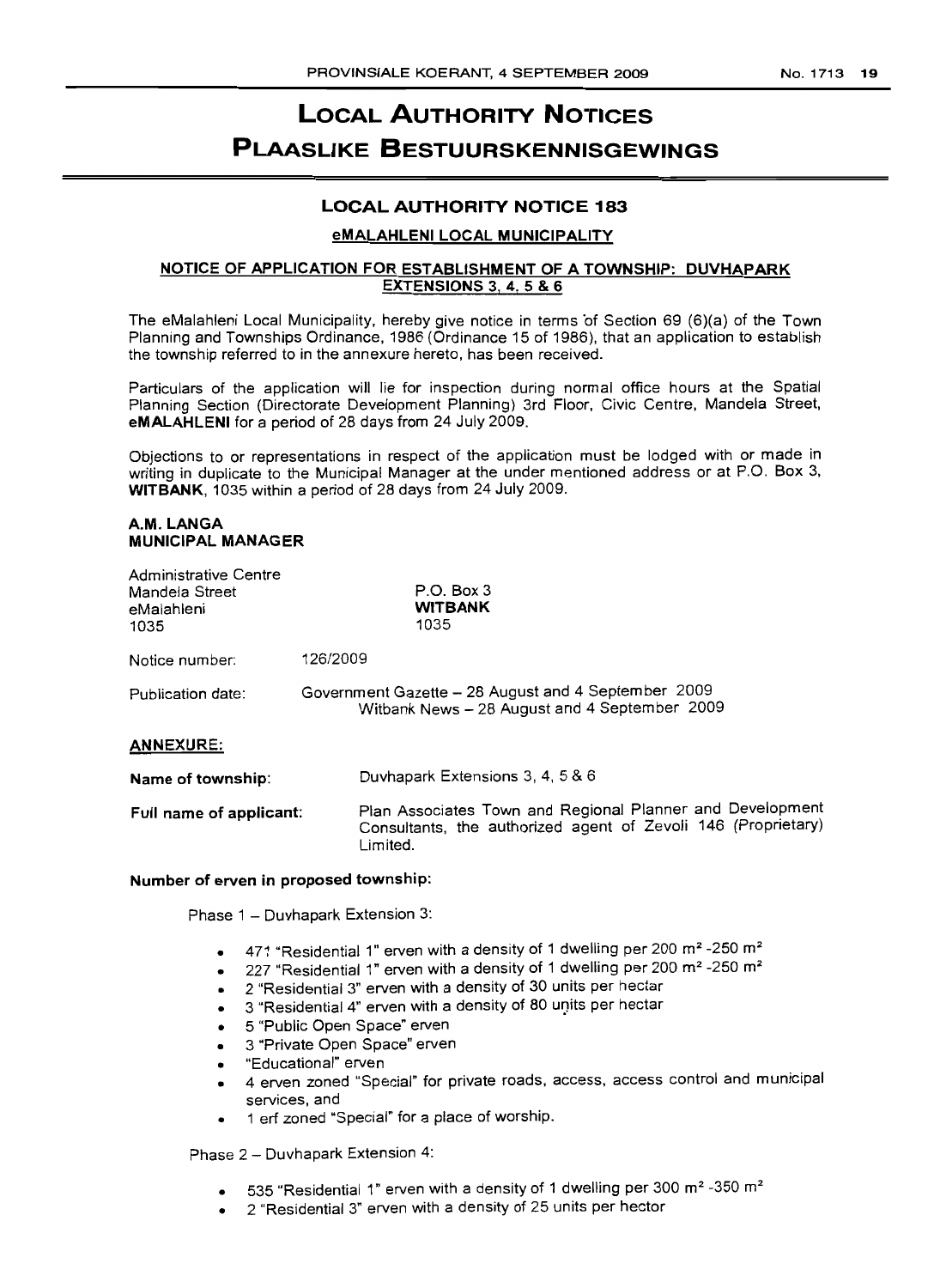# LOCAL AUTHORITY NOTICES

# PLAASLIKE BESTUURSKENNISGEWINGS

## LOCAL AUTHORITY NOTICE 183

### eMALAHLENI LOCAL MUNICIPALITY

### NOTICE OF APPLICATION FOR ESTABLISHMENT OF A TOWNSHIP: DUVHAPARK EXTENSIONS 3, 4, 5 & 6

The eMalahleni Local Municipality, hereby give notice in terms of Section 69 (6)(a) of the Town Planning and Townships Ordinance, 1986 (Ordinance 15 of 1986), that an application to establish the township referred to in the annexure hereto, has been received.

Particulars of the application will lie for inspection during normal office hours at the Spatial Planning Section (Directorate Development Planning) 3rd Floor, Civic Centre, Mandela Street, **eMALAHLENI** for a period of 28 days from 24 July 2009.

Objections to or representations in respect of the application must be lodged with or made in writing in duplicate to the Municipal Manager at the under mentioned address or at P.O. Box 3, **WITBANK**, 1035 within a period of 28 days from 24 July 2009.

**A.M. LANGA**
**MUNICIPAL MANAGER**

Administrative Centre
Mandela Street
eMalahleni
1035

P.O. Box 3
**WITBANK**
1035

Notice number: 126/2009

Publication date: Government Gazette – 28 August and 4 September 2009
Witbank News – 28 August and 4 September 2009

**ANNEXURE:**

**Name of township:** Duvhapark Extensions 3, 4, 5 & 6

**Full name of applicant:** Plan Associates Town and Regional Planner and Development Consultants, the authorized agent of Zevoli 146 (Proprietary) Limited.

**Number of erven in proposed township:**

Phase 1 – Duvhapark Extension 3:

- 471 "Residential 1" erven with a density of 1 dwelling per 200 m² -250 m²
- 227 "Residential 1" erven with a density of 1 dwelling per 200 m² -250 m²
- 2 "Residential 3" erven with a density of 30 units per hectar
- 3 "Residential 4" erven with a density of 80 units per hectar
- 5 "Public Open Space" erven
- 3 "Private Open Space" erven
- "Educational" erven
- 4 erven zoned "Special" for private roads, access, access control and municipal services, and
- 1 erf zoned "Special" for a place of worship.

Phase 2 – Duvhapark Extension 4:

- 535 "Residential 1" erven with a density of 1 dwelling per 300 m² -350 m²
- 2 "Residential 3" erven with a density of 25 units per hector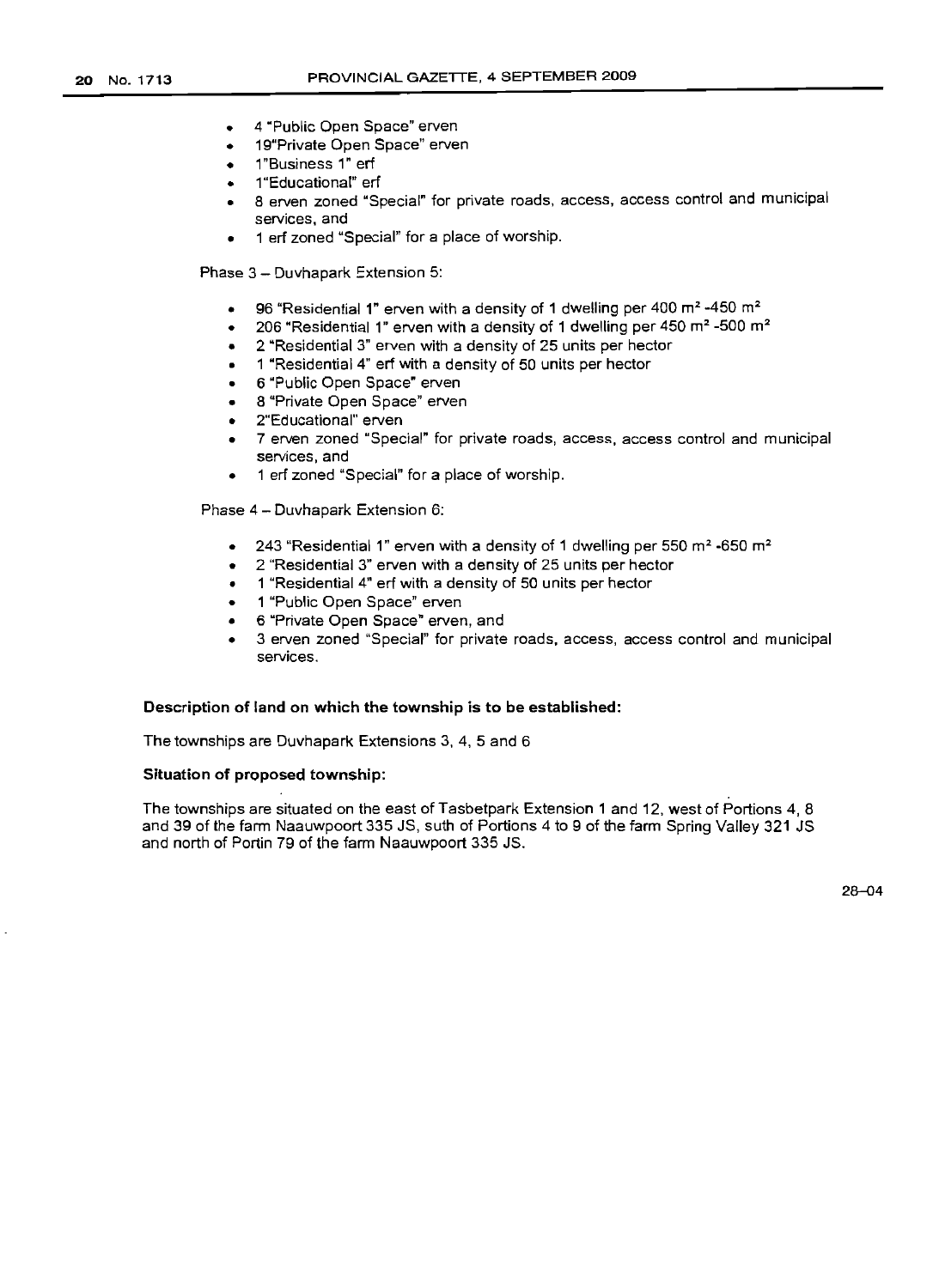- 4 "Public Open Space" erven
- 19"Private Open Space" erven
- 1"Business 1" erf
- 1"Educational" erf
- 8 erven zoned "Special" for private roads, access, access control and municipal services, and
- 1 erf zoned "Special" for a place of worship.

Phase 3 – Duvhapark Extension 5:

- 96 "Residential 1" erven with a density of 1 dwelling per 400 $m^2$ -450 $m^2$
- 206 "Residential 1" erven with a density of 1 dwelling per 450 $m^2$ -500 $m^2$
- 2 "Residential 3" erven with a density of 25 units per hector
- 1 "Residential 4" erf with a density of 50 units per hector
- 6 "Public Open Space" erven
- 8 "Private Open Space" erven
- 2"Educational" erven
- 7 erven zoned "Special" for private roads, access, access control and municipal services, and
- 1 erf zoned "Special" for a place of worship.

Phase 4 – Duvhapark Extension 6:

- 243 "Residential 1" erven with a density of 1 dwelling per 550 $m^2$ -650 $m^2$
- 2 "Residential 3" erven with a density of 25 units per hector
- 1 "Residential 4" erf with a density of 50 units per hector
- 1 "Public Open Space" erven
- 6 "Private Open Space" erven, and
- 3 erven zoned "Special" for private roads, access, access control and municipal services.

**Description of land on which the township is to be established:**

The townships are Duvhapark Extensions 3, 4, 5 and 6

**Situation of proposed township:**

The townships are situated on the east of Tasbetpark Extension 1 and 12, west of Portions 4, 8 and 39 of the farm Naauwpoort 335 JS, suth of Portions 4 to 9 of the farm Spring Valley 321 JS and north of Portin 79 of the farm Naauwpoort 335 JS.

28–04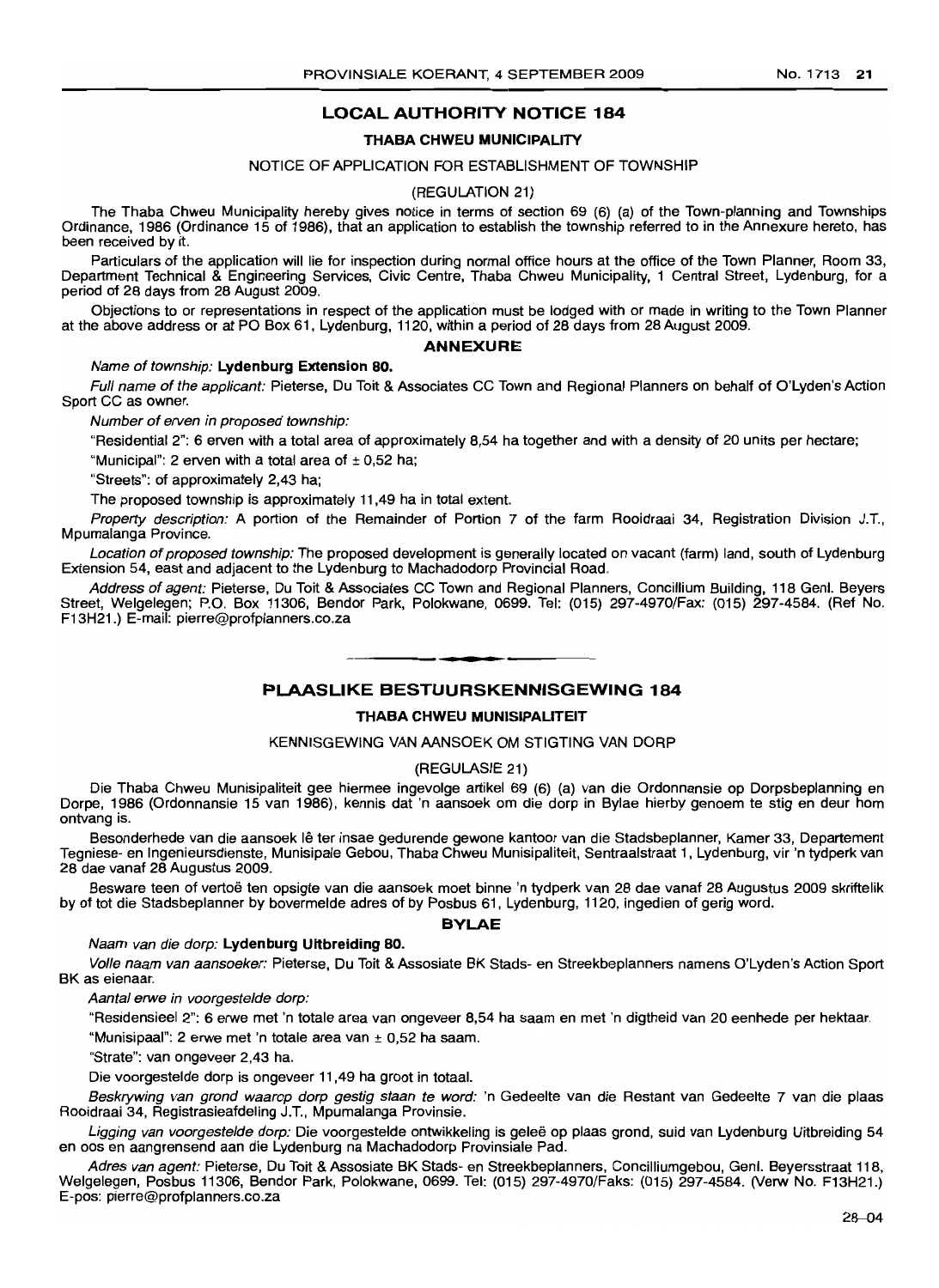## LOCAL AUTHORITY NOTICE 184

### THABA CHWEU MUNICIPALITY

NOTICE OF APPLICATION FOR ESTABLISHMENT OF TOWNSHIP

(REGULATION 21)

The Thaba Chweu Municipality hereby gives notice in terms of section 69 (6) (a) of the Town-planning and Townships Ordinance, 1986 (Ordinance 15 of 1986), that an application to establish the township referred to in the Annexure hereto, has been received by it.

Particulars of the application will lie for inspection during normal office hours at the office of the Town Planner, Room 33, Department Technical & Engineering Services, Civic Centre, Thaba Chweu Municipality, 1 Central Street, Lydenburg, for a period of 28 days from 28 August 2009.

Objections to or representations in respect of the application must be lodged with or made in writing to the Town Planner at the above address or at PO Box 61, Lydenburg, 1120, within a period of 28 days from 28 August 2009.

### ANNEXURE

*Name of township:* **Lydenburg Extension 80.**

*Full name of the applicant:* Pieterse, Du Toit & Associates CC Town and Regional Planners on behalf of O'Lyden's Action Sport CC as owner.

*Number of erven in proposed township:*

"Residential 2": 6 erven with a total area of approximately 8,54 ha together and with a density of 20 units per hectare;

"Municipal": 2 erven with a total area of ± 0,52 ha;

"Streets": of approximately 2,43 ha;

The proposed township is approximately 11,49 ha in total extent.

*Property description:* A portion of the Remainder of Portion 7 of the farm Rooidraai 34, Registration Division J.T., Mpumalanga Province.

*Location of proposed township:* The proposed development is generally located on vacant (farm) land, south of Lydenburg Extension 54, east and adjacent to the Lydenburg to Machadodorp Provincial Road.

*Address of agent:* Pieterse, Du Toit & Associates CC Town and Regional Planners, Concillium Building, 118 Genl. Beyers Street, Welgelegen; P.O. Box 11306, Bendor Park, Polokwane, 0699. Tel: (015) 297-4970/Fax: (015) 297-4584. (Ref No. F13H21.) E-mail: pierre@profplanners.co.za

---

## PLAASLIKE BESTUURSKENNISGEWING 184

### THABA CHWEU MUNISIPALITEIT

KENNISGEWING VAN AANSOEK OM STIGTING VAN DORP

(REGULASIE 21)

Die Thaba Chweu Munisipaliteit gee hiermee ingevolge artikel 69 (6) (a) van die Ordonnansie op Dorpsbeplanning en Dorpe, 1986 (Ordonnansie 15 van 1986), kennis dat 'n aansoek om die dorp in Bylae hierby genoem te stig en deur hom ontvang is.

Besonderhede van die aansoek lê ter insae gedurende gewone kantoor van die Stadsbeplanner, Kamer 33, Departement Tegniese- en Ingenieursdienste, Munisipale Gebou, Thaba Chweu Munisipaliteit, Sentraalstraat 1, Lydenburg, vir 'n tydperk van 28 dae vanaf 28 Augustus 2009.

Besware teen of vertoë ten opsigte van die aansoek moet binne 'n tydperk van 28 dae vanaf 28 Augustus 2009 skriftelik by of tot die Stadsbeplanner by bovermelde adres of by Posbus 61, Lydenburg, 1120, ingedien of gerig word.

### BYLAE

*Naam van die dorp:* **Lydenburg Uitbreiding 80.**

*Volle naam van aansoeker:* Pieterse, Du Toit & Assosiate BK Stads- en Streekbeplanners namens O'Lyden's Action Sport BK as eienaar.

*Aantal erwe in voorgestelde dorp:*

"Residensieel 2": 6 erwe met 'n totale area van ongeveer 8,54 ha saam en met 'n digtheid van 20 eenhede per hektaar.

"Munisipaal": 2 erwe met 'n totale area van ± 0,52 ha saam.

"Strate": van ongeveer 2,43 ha.

Die voorgestelde dorp is ongeveer 11,49 ha groot in totaal.

*Beskrywing van grond waarop dorp gestig staan te word:* 'n Gedeelte van die Restant van Gedeelte 7 van die plaas Rooidraai 34, Registrasieafdeling J.T., Mpumalanga Provinsie.

*Ligging van voorgestelde dorp:* Die voorgestelde ontwikkeling is geleë op plaas grond, suid van Lydenburg Uitbreiding 54 en oos en aangrensend aan die Lydenburg na Machadodorp Provinsiale Pad.

*Adres van agent:* Pieterse, Du Toit & Assosiate BK Stads- en Streekbeplanners, Concilliumgebou, Genl. Beyersstraat 118, Welgelegen, Posbus 11306, Bendor Park, Polokwane, 0699. Tel: (015) 297-4970/Faks: (015) 297-4584. (Verw No. F13H21.) E-pos: pierre@profplanners.co.za

28–04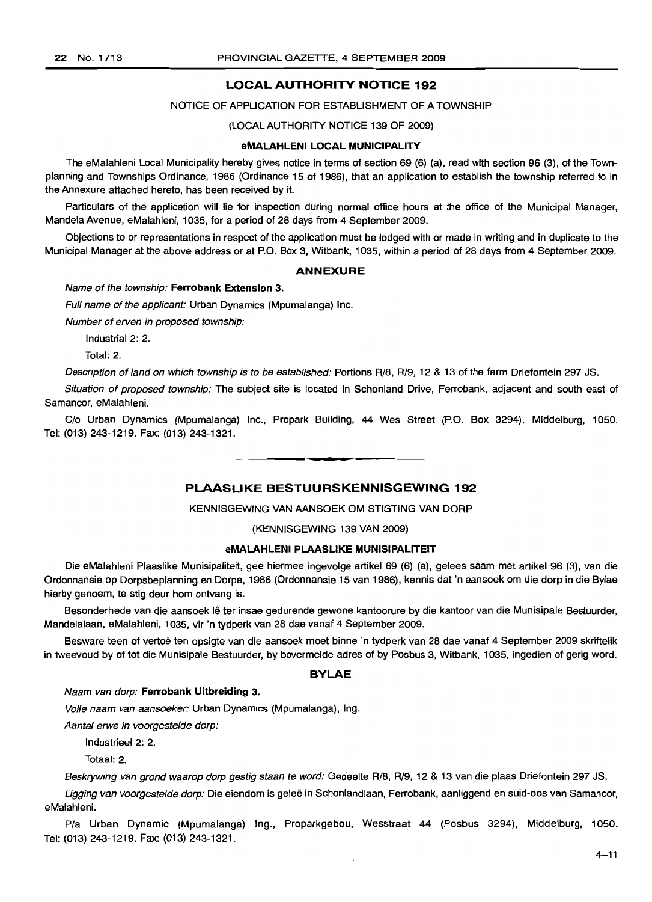## LOCAL AUTHORITY NOTICE 192

NOTICE OF APPLICATION FOR ESTABLISHMENT OF A TOWNSHIP

(LOCAL AUTHORITY NOTICE 139 OF 2009)

**eMALAHLENI LOCAL MUNICIPALITY**

The eMalahleni Local Municipality hereby gives notice in terms of section 69 (6) (a), read with section 96 (3), of the Town-planning and Townships Ordinance, 1986 (Ordinance 15 of 1986), that an application to establish the township referred to in the Annexure attached hereto, has been received by it.

Particulars of the application will lie for inspection during normal office hours at the office of the Municipal Manager, Mandela Avenue, eMalahleni, 1035, for a period of 28 days from 4 September 2009.

Objections to or representations in respect of the application must be lodged with or made in writing and in duplicate to the Municipal Manager at the above address or at P.O. Box 3, Witbank, 1035, within a period of 28 days from 4 September 2009.

### ANNEXURE

*Name of the township:* **Ferrobank Extension 3.**

*Full name of the applicant:* Urban Dynamics (Mpumalanga) Inc.

*Number of erven in proposed township:*

Industrial 2: 2.

Total: 2.

*Description of land on which township is to be established:* Portions R/8, R/9, 12 & 13 of the farm Driefontein 297 JS.

*Situation of proposed township:* The subject site is located in Schonland Drive, Ferrobank, adjacent and south east of Samancor, eMalahleni.

C/o Urban Dynamics (Mpumalanga) Inc., Propark Building, 44 Wes Street (P.O. Box 3294), Middelburg, 1050. Tel: (013) 243-1219. Fax: (013) 243-1321.

---

## PLAASLIKE BESTUURSKENNISGEWING 192

KENNISGEWING VAN AANSOEK OM STIGTING VAN DORP

(KENNISGEWING 139 VAN 2009)

**eMALAHLENI PLAASLIKE MUNISIPALITEIT**

Die eMalahleni Plaaslike Munisipaliteit, gee hiermee ingevolge artikel 69 (6) (a), gelees saam met artikel 96 (3), van die Ordonnansie op Dorpsbeplanning en Dorpe, 1986 (Ordonnansie 15 van 1986), kennis dat 'n aansoek om die dorp in die Bylae hierby genoem, te stig deur hom ontvang is.

Besonderhede van die aansoek lê ter insae gedurende gewone kantoorure by die kantoor van die Munisipale Bestuurder, Mandelalaan, eMalahleni, 1035, vir 'n tydperk van 28 dae vanaf 4 September 2009.

Besware teen of vertoë ten opsigte van die aansoek moet binne 'n tydperk van 28 dae vanaf 4 September 2009 skriftelik in tweevoud by of tot die Munisipale Bestuurder, by bovermelde adres of by Posbus 3, Witbank, 1035, ingedien of gerig word.

### BYLAE

*Naam van dorp:* **Ferrobank Uitbreiding 3.**

*Volle naam van aansoeker:* Urban Dynamics (Mpumalanga), Ing.

*Aantal erwe in voorgestelde dorp:*

Industrieel 2: 2.

Totaal: 2.

*Beskrywing van grond waarop dorp gestig staan te word:* Gedeelte R/8, R/9, 12 & 13 van die plaas Driefontein 297 JS.

*Ligging van voorgestelde dorp:* Die eiendom is geleë in Schonlandlaan, Ferrobank, aanliggend en suid-oos van Samancor, eMalahleni.

P/a Urban Dynamic (Mpumalanga) Ing., Proparkgebou, Wesstraat 44 (Posbus 3294), Middelburg, 1050. Tel: (013) 243-1219. Fax: (013) 243-1321.

4–11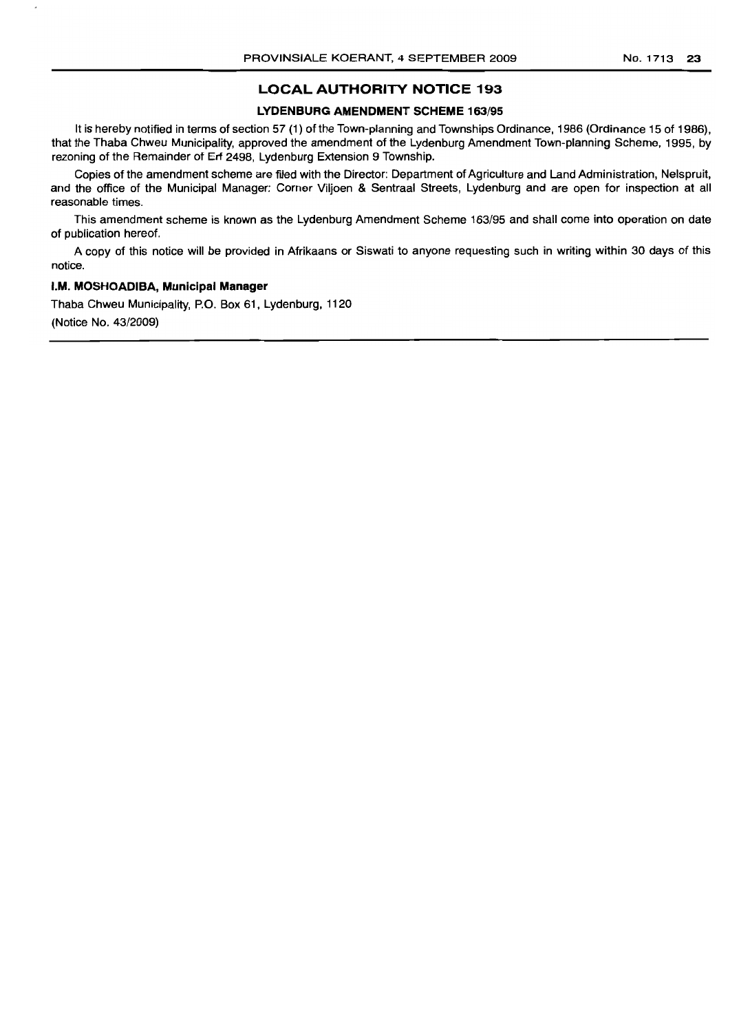## LOCAL AUTHORITY NOTICE 193

### LYDENBURG AMENDMENT SCHEME 163/95

It is hereby notified in terms of section 57 (1) of the Town-planning and Townships Ordinance, 1986 (Ordinance 15 of 1986), that the Thaba Chweu Municipality, approved the amendment of the Lydenburg Amendment Town-planning Scheme, 1995, by rezoning of the Remainder of Erf 2498, Lydenburg Extension 9 Township.

Copies of the amendment scheme are filed with the Director: Department of Agriculture and Land Administration, Nelspruit, and the office of the Municipal Manager: Corner Viljoen & Sentraal Streets, Lydenburg and are open for inspection at all reasonable times.

This amendment scheme is known as the Lydenburg Amendment Scheme 163/95 and shall come into operation on date of publication hereof.

A copy of this notice will be provided in Afrikaans or Siswati to anyone requesting such in writing within 30 days of this notice.

**I.M. MOSHOADIBA, Municipal Manager**

Thaba Chweu Municipality, P.O. Box 61, Lydenburg, 1120

(Notice No. 43/2009)